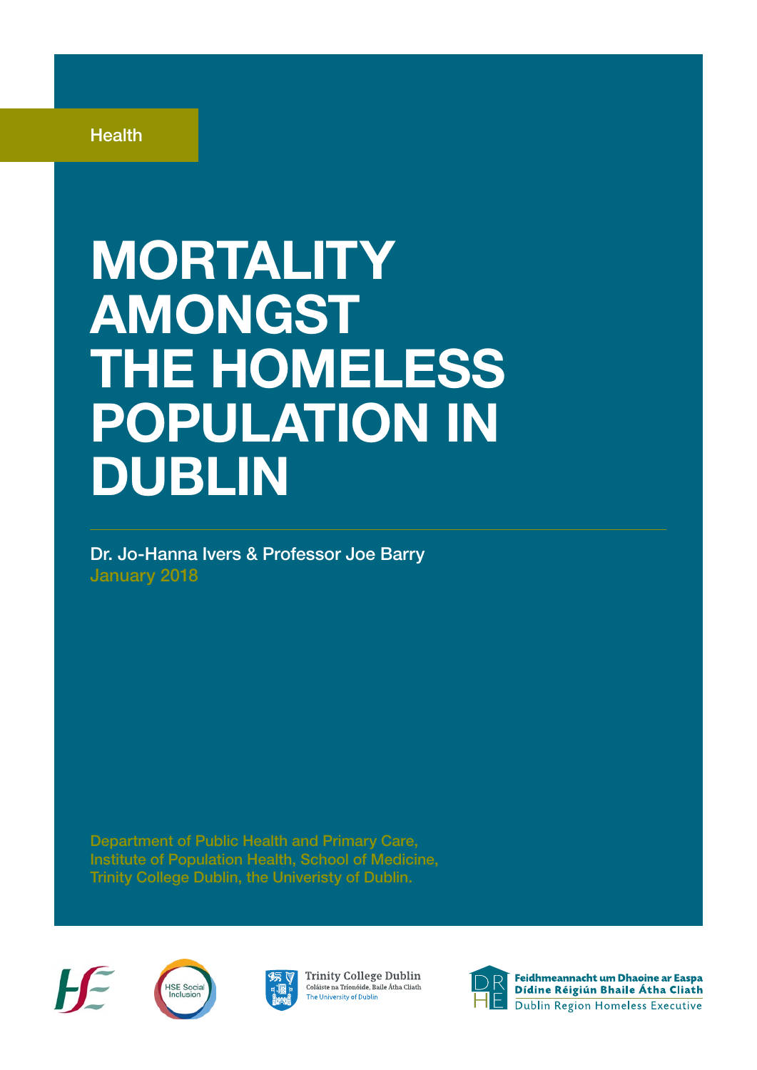Health

# MORTALITY AMONGST THE HOMELESS POPULATION IN DUBLIN

Dr. Jo-Hanna Ivers & Professor Joe Barry

January 2018

Department of Public Health and Primary Care,
Institute of Population Health, School of Medicine,
Trinity College Dublin, the Univeristy of Dublin.

HSE Social Inclusion

Trinity College Dublin
Coláiste na Tríonóide, Baile Átha Cliath
The University of Dublin

Feidhmeannacht um Dhaoine ar Easpa Dídine Réigiún Bhaile Átha Cliath
Dublin Region Homeless Executive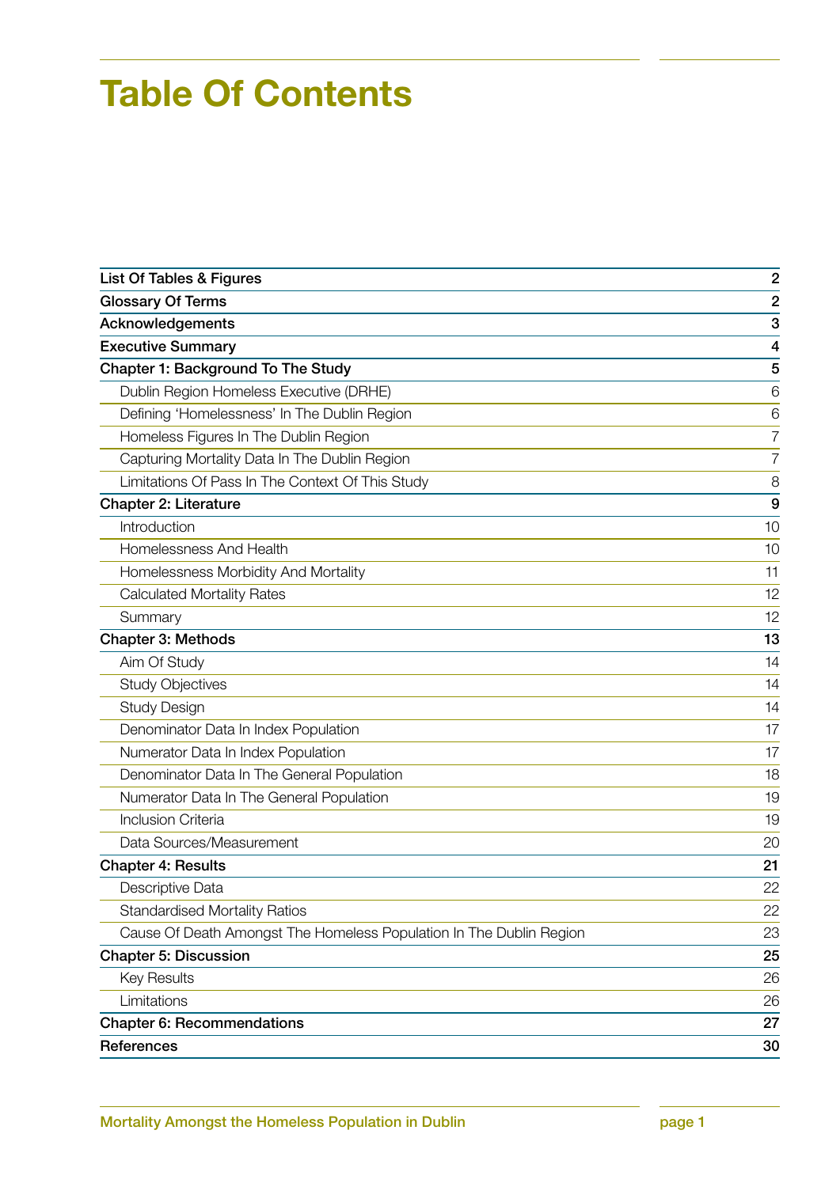# Table Of Contents

| | |
|---|---|
| **List Of Tables & Figures** | **2** |
| **Glossary Of Terms** | **2** |
| **Acknowledgements** | **3** |
| **Executive Summary** | **4** |
| **Chapter 1: Background To The Study** | **5** |
| Dublin Region Homeless Executive (DRHE) | 6 |
| Defining 'Homelessness' In The Dublin Region | 6 |
| Homeless Figures In The Dublin Region | 7 |
| Capturing Mortality Data In The Dublin Region | 7 |
| Limitations Of Pass In The Context Of This Study | 8 |
| **Chapter 2: Literature** | **9** |
| Introduction | 10 |
| Homelessness And Health | 10 |
| Homelessness Morbidity And Mortality | 11 |
| Calculated Mortality Rates | 12 |
| Summary | 12 |
| **Chapter 3: Methods** | **13** |
| Aim Of Study | 14 |
| Study Objectives | 14 |
| Study Design | 14 |
| Denominator Data In Index Population | 17 |
| Numerator Data In Index Population | 17 |
| Denominator Data In The General Population | 18 |
| Numerator Data In The General Population | 19 |
| Inclusion Criteria | 19 |
| Data Sources/Measurement | 20 |
| **Chapter 4: Results** | **21** |
| Descriptive Data | 22 |
| Standardised Mortality Ratios | 22 |
| Cause Of Death Amongst The Homeless Population In The Dublin Region | 23 |
| **Chapter 5: Discussion** | **25** |
| Key Results | 26 |
| Limitations | 26 |
| **Chapter 6: Recommendations** | **27** |
| **References** | **30** |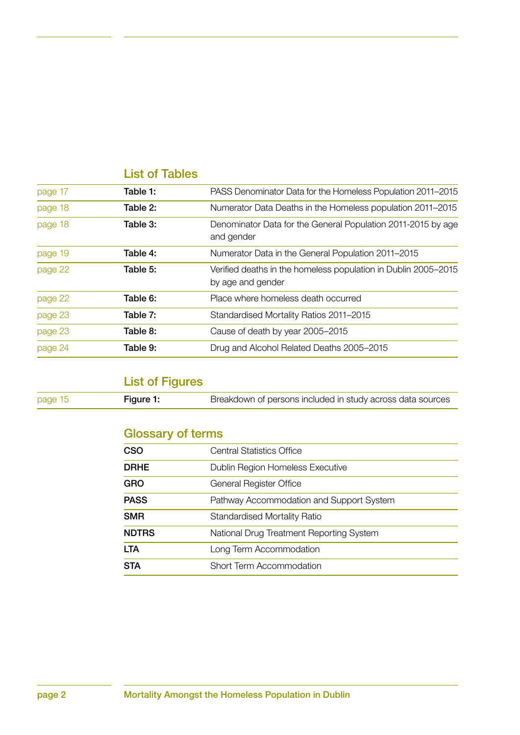## List of Tables

| Page | Table | Title |
|---|---|---|
| page 17 | **Table 1:** | PASS Denominator Data for the Homeless Population 2011–2015 |
| page 18 | **Table 2:** | Numerator Data Deaths in the Homeless population 2011–2015 |
| page 18 | **Table 3:** | Denominator Data for the General Population 2011-2015 by age and gender |
| page 19 | **Table 4:** | Numerator Data in the General Population 2011–2015 |
| page 22 | **Table 5:** | Verified deaths in the homeless population in Dublin 2005–2015 by age and gender |
| page 22 | **Table 6:** | Place where homeless death occurred |
| page 23 | **Table 7:** | Standardised Mortality Ratios 2011–2015 |
| page 23 | **Table 8:** | Cause of death by year 2005–2015 |
| page 24 | **Table 9:** | Drug and Alcohol Related Deaths 2005–2015 |

## List of Figures

| Page | Figure | Title |
|---|---|---|
| page 15 | **Figure 1:** | Breakdown of persons included in study across data sources |

## Glossary of terms

| Term | Definition |
|---|---|
| **CSO** | Central Statistics Office |
| **DRHE** | Dublin Region Homeless Executive |
| **GRO** | General Register Office |
| **PASS** | Pathway Accommodation and Support System |
| **SMR** | Standardised Mortality Ratio |
| **NDTRS** | National Drug Treatment Reporting System |
| **LTA** | Long Term Accommodation |
| **STA** | Short Term Accommodation |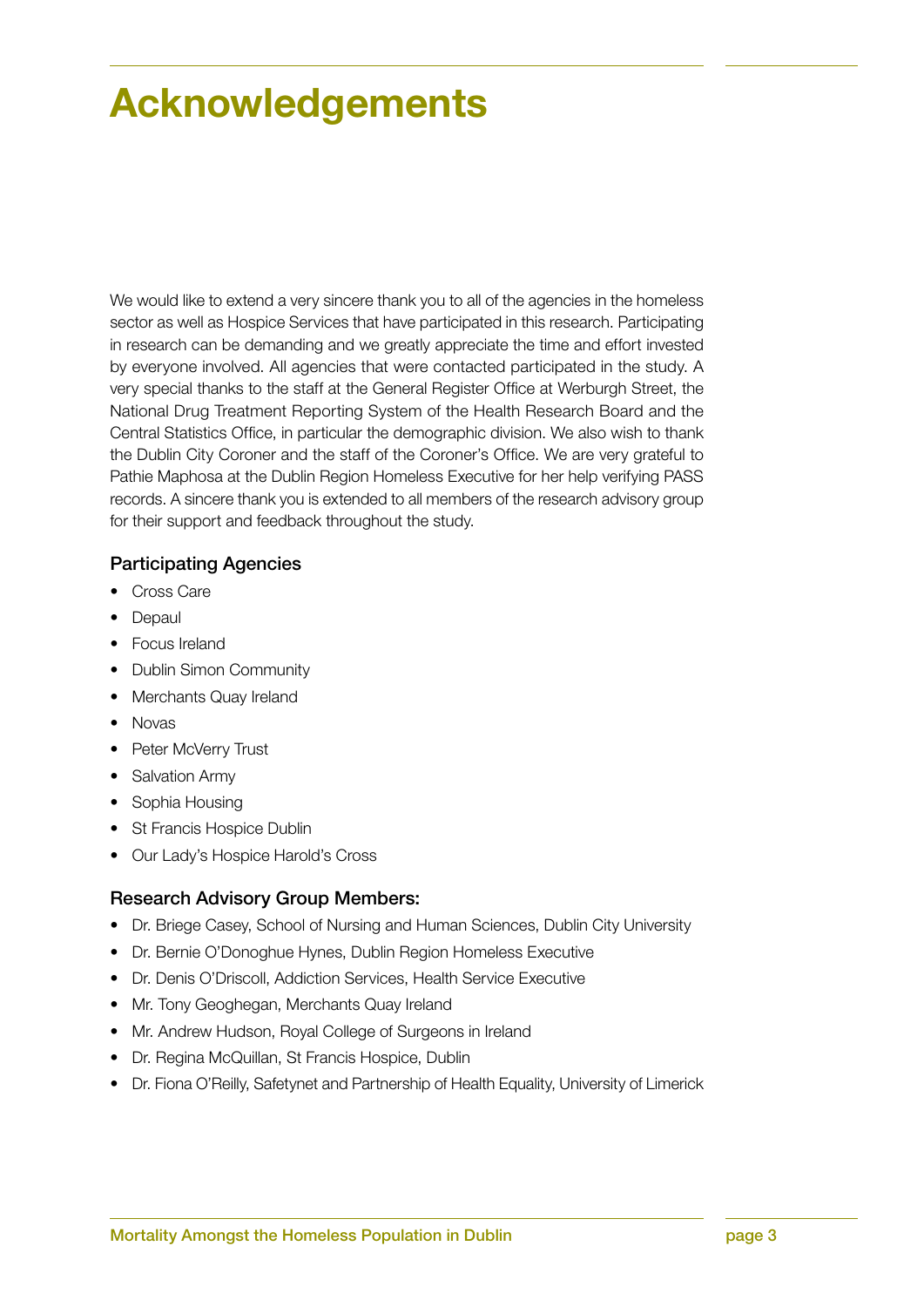# Acknowledgements

We would like to extend a very sincere thank you to all of the agencies in the homeless sector as well as Hospice Services that have participated in this research. Participating in research can be demanding and we greatly appreciate the time and effort invested by everyone involved. All agencies that were contacted participated in the study. A very special thanks to the staff at the General Register Office at Werburgh Street, the National Drug Treatment Reporting System of the Health Research Board and the Central Statistics Office, in particular the demographic division. We also wish to thank the Dublin City Coroner and the staff of the Coroner's Office. We are very grateful to Pathie Maphosa at the Dublin Region Homeless Executive for her help verifying PASS records. A sincere thank you is extended to all members of the research advisory group for their support and feedback throughout the study.

### Participating Agencies

- Cross Care
- Depaul
- Focus Ireland
- Dublin Simon Community
- Merchants Quay Ireland
- Novas
- Peter McVerry Trust
- Salvation Army
- Sophia Housing
- St Francis Hospice Dublin
- Our Lady's Hospice Harold's Cross

### Research Advisory Group Members:

- Dr. Briege Casey, School of Nursing and Human Sciences, Dublin City University
- Dr. Bernie O'Donoghue Hynes, Dublin Region Homeless Executive
- Dr. Denis O'Driscoll, Addiction Services, Health Service Executive
- Mr. Tony Geoghegan, Merchants Quay Ireland
- Mr. Andrew Hudson, Royal College of Surgeons in Ireland
- Dr. Regina McQuillan, St Francis Hospice, Dublin
- Dr. Fiona O'Reilly, Safetynet and Partnership of Health Equality, University of Limerick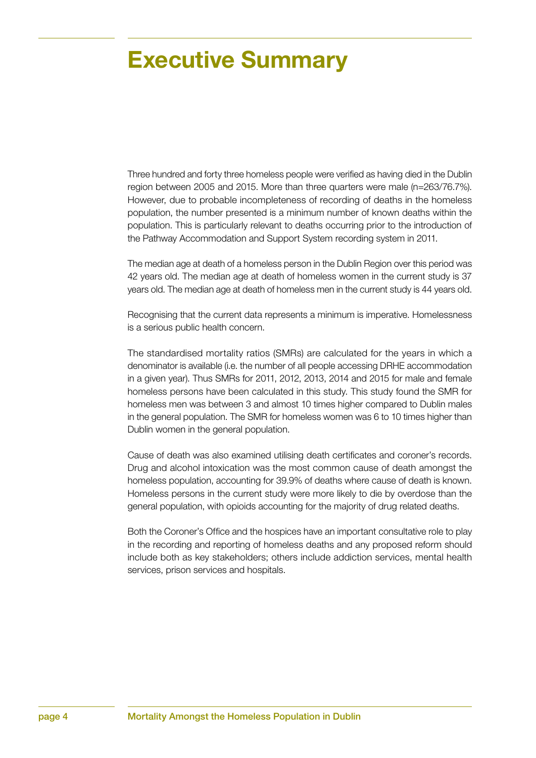# Executive Summary

Three hundred and forty three homeless people were verified as having died in the Dublin region between 2005 and 2015. More than three quarters were male (n=263/76.7%). However, due to probable incompleteness of recording of deaths in the homeless population, the number presented is a minimum number of known deaths within the population. This is particularly relevant to deaths occurring prior to the introduction of the Pathway Accommodation and Support System recording system in 2011.

The median age at death of a homeless person in the Dublin Region over this period was 42 years old. The median age at death of homeless women in the current study is 37 years old. The median age at death of homeless men in the current study is 44 years old.

Recognising that the current data represents a minimum is imperative. Homelessness is a serious public health concern.

The standardised mortality ratios (SMRs) are calculated for the years in which a denominator is available (i.e. the number of all people accessing DRHE accommodation in a given year). Thus SMRs for 2011, 2012, 2013, 2014 and 2015 for male and female homeless persons have been calculated in this study. This study found the SMR for homeless men was between 3 and almost 10 times higher compared to Dublin males in the general population. The SMR for homeless women was 6 to 10 times higher than Dublin women in the general population.

Cause of death was also examined utilising death certificates and coroner's records. Drug and alcohol intoxication was the most common cause of death amongst the homeless population, accounting for 39.9% of deaths where cause of death is known. Homeless persons in the current study were more likely to die by overdose than the general population, with opioids accounting for the majority of drug related deaths.

Both the Coroner's Office and the hospices have an important consultative role to play in the recording and reporting of homeless deaths and any proposed reform should include both as key stakeholders; others include addiction services, mental health services, prison services and hospitals.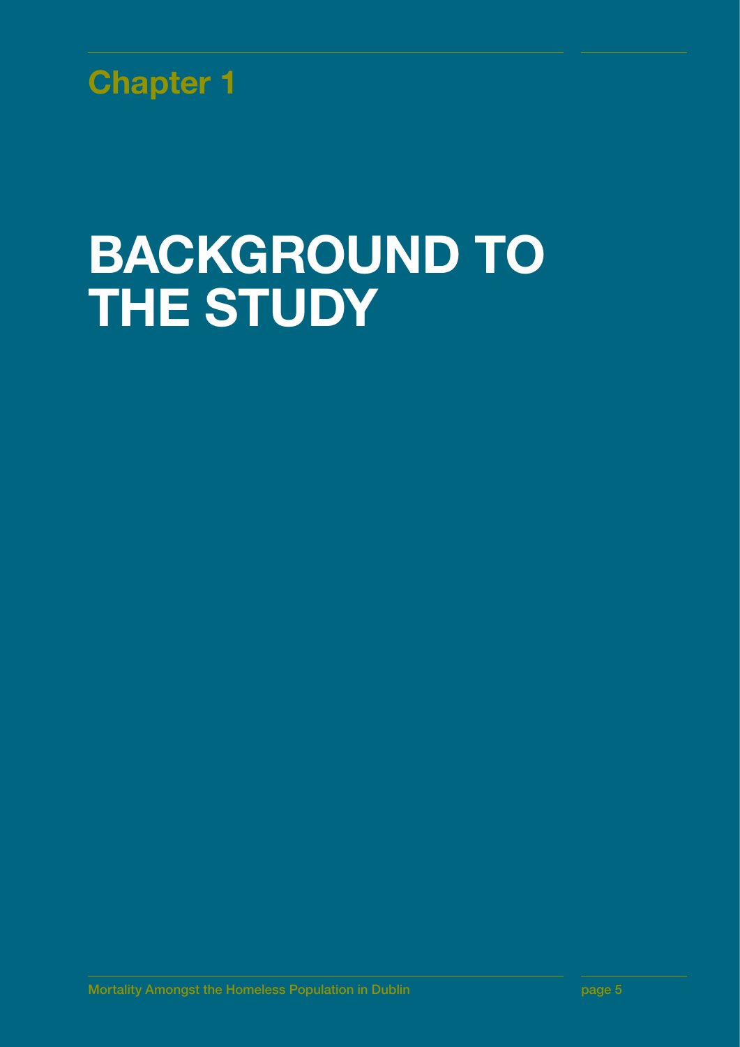Chapter 1

# BACKGROUND TO THE STUDY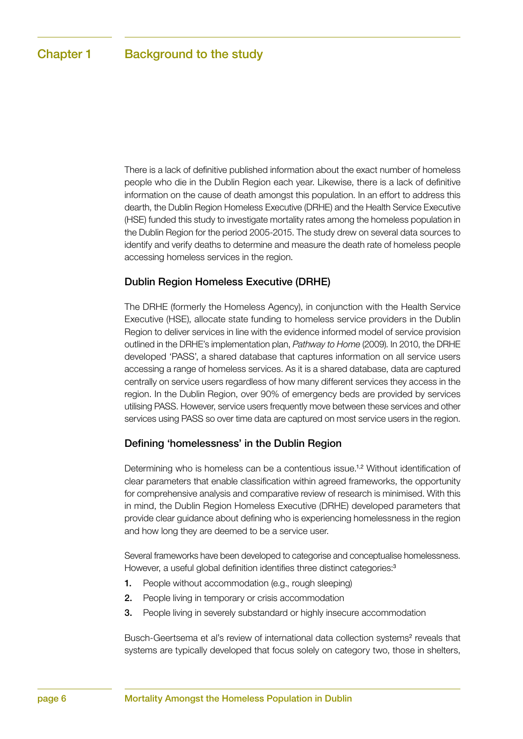# Chapter 1 Background to the study

There is a lack of definitive published information about the exact number of homeless people who die in the Dublin Region each year. Likewise, there is a lack of definitive information on the cause of death amongst this population. In an effort to address this dearth, the Dublin Region Homeless Executive (DRHE) and the Health Service Executive (HSE) funded this study to investigate mortality rates among the homeless population in the Dublin Region for the period 2005-2015. The study drew on several data sources to identify and verify deaths to determine and measure the death rate of homeless people accessing homeless services in the region.

## Dublin Region Homeless Executive (DRHE)

The DRHE (formerly the Homeless Agency), in conjunction with the Health Service Executive (HSE), allocate state funding to homeless service providers in the Dublin Region to deliver services in line with the evidence informed model of service provision outlined in the DRHE's implementation plan, *Pathway to Home* (2009). In 2010, the DRHE developed 'PASS', a shared database that captures information on all service users accessing a range of homeless services. As it is a shared database, data are captured centrally on service users regardless of how many different services they access in the region. In the Dublin Region, over 90% of emergency beds are provided by services utilising PASS. However, service users frequently move between these services and other services using PASS so over time data are captured on most service users in the region.

## Defining 'homelessness' in the Dublin Region

Determining who is homeless can be a contentious issue.[1,2] Without identification of clear parameters that enable classification within agreed frameworks, the opportunity for comprehensive analysis and comparative review of research is minimised. With this in mind, the Dublin Region Homeless Executive (DRHE) developed parameters that provide clear guidance about defining who is experiencing homelessness in the region and how long they are deemed to be a service user.

Several frameworks have been developed to categorise and conceptualise homelessness. However, a useful global definition identifies three distinct categories:[3]

1. People without accommodation (e.g., rough sleeping)
2. People living in temporary or crisis accommodation
3. People living in severely substandard or highly insecure accommodation

Busch-Geertsema et al's review of international data collection systems[2] reveals that systems are typically developed that focus solely on category two, those in shelters,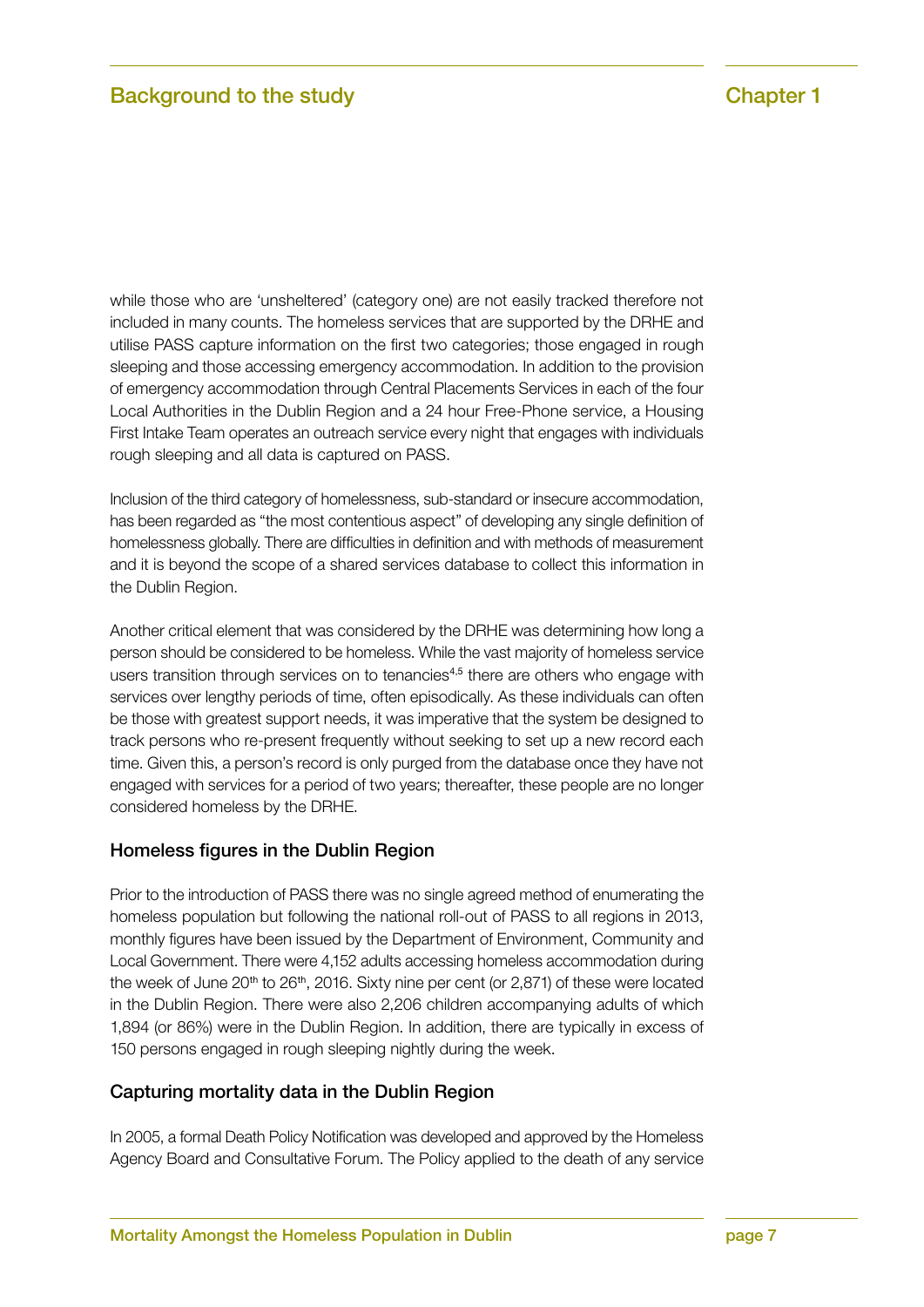while those who are 'unsheltered' (category one) are not easily tracked therefore not included in many counts. The homeless services that are supported by the DRHE and utilise PASS capture information on the first two categories; those engaged in rough sleeping and those accessing emergency accommodation. In addition to the provision of emergency accommodation through Central Placements Services in each of the four Local Authorities in the Dublin Region and a 24 hour Free-Phone service, a Housing First Intake Team operates an outreach service every night that engages with individuals rough sleeping and all data is captured on PASS.

Inclusion of the third category of homelessness, sub-standard or insecure accommodation, has been regarded as "the most contentious aspect" of developing any single definition of homelessness globally. There are difficulties in definition and with methods of measurement and it is beyond the scope of a shared services database to collect this information in the Dublin Region.

Another critical element that was considered by the DRHE was determining how long a person should be considered to be homeless. While the vast majority of homeless service users transition through services on to tenancies[4,5] there are others who engage with services over lengthy periods of time, often episodically. As these individuals can often be those with greatest support needs, it was imperative that the system be designed to track persons who re-present frequently without seeking to set up a new record each time. Given this, a person's record is only purged from the database once they have not engaged with services for a period of two years; thereafter, these people are no longer considered homeless by the DRHE.

## Homeless figures in the Dublin Region

Prior to the introduction of PASS there was no single agreed method of enumerating the homeless population but following the national roll-out of PASS to all regions in 2013, monthly figures have been issued by the Department of Environment, Community and Local Government. There were 4,152 adults accessing homeless accommodation during the week of June 20th to 26th, 2016. Sixty nine per cent (or 2,871) of these were located in the Dublin Region. There were also 2,206 children accompanying adults of which 1,894 (or 86%) were in the Dublin Region. In addition, there are typically in excess of 150 persons engaged in rough sleeping nightly during the week.

## Capturing mortality data in the Dublin Region

In 2005, a formal Death Policy Notification was developed and approved by the Homeless Agency Board and Consultative Forum. The Policy applied to the death of any service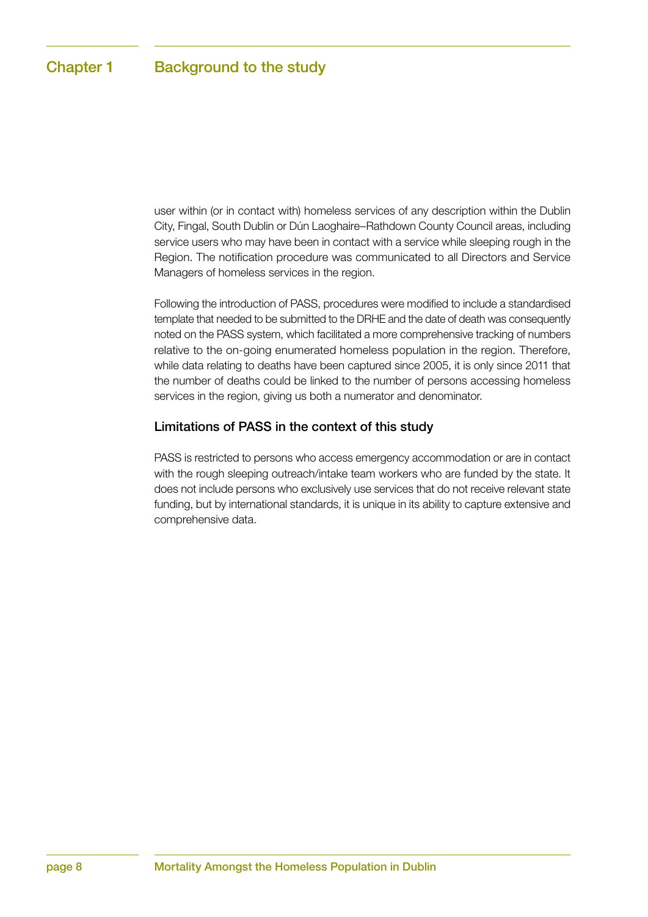user within (or in contact with) homeless services of any description within the Dublin City, Fingal, South Dublin or Dún Laoghaire–Rathdown County Council areas, including service users who may have been in contact with a service while sleeping rough in the Region. The notification procedure was communicated to all Directors and Service Managers of homeless services in the region.

Following the introduction of PASS, procedures were modified to include a standardised template that needed to be submitted to the DRHE and the date of death was consequently noted on the PASS system, which facilitated a more comprehensive tracking of numbers relative to the on-going enumerated homeless population in the region. Therefore, while data relating to deaths have been captured since 2005, it is only since 2011 that the number of deaths could be linked to the number of persons accessing homeless services in the region, giving us both a numerator and denominator.

### Limitations of PASS in the context of this study

PASS is restricted to persons who access emergency accommodation or are in contact with the rough sleeping outreach/intake team workers who are funded by the state. It does not include persons who exclusively use services that do not receive relevant state funding, but by international standards, it is unique in its ability to capture extensive and comprehensive data.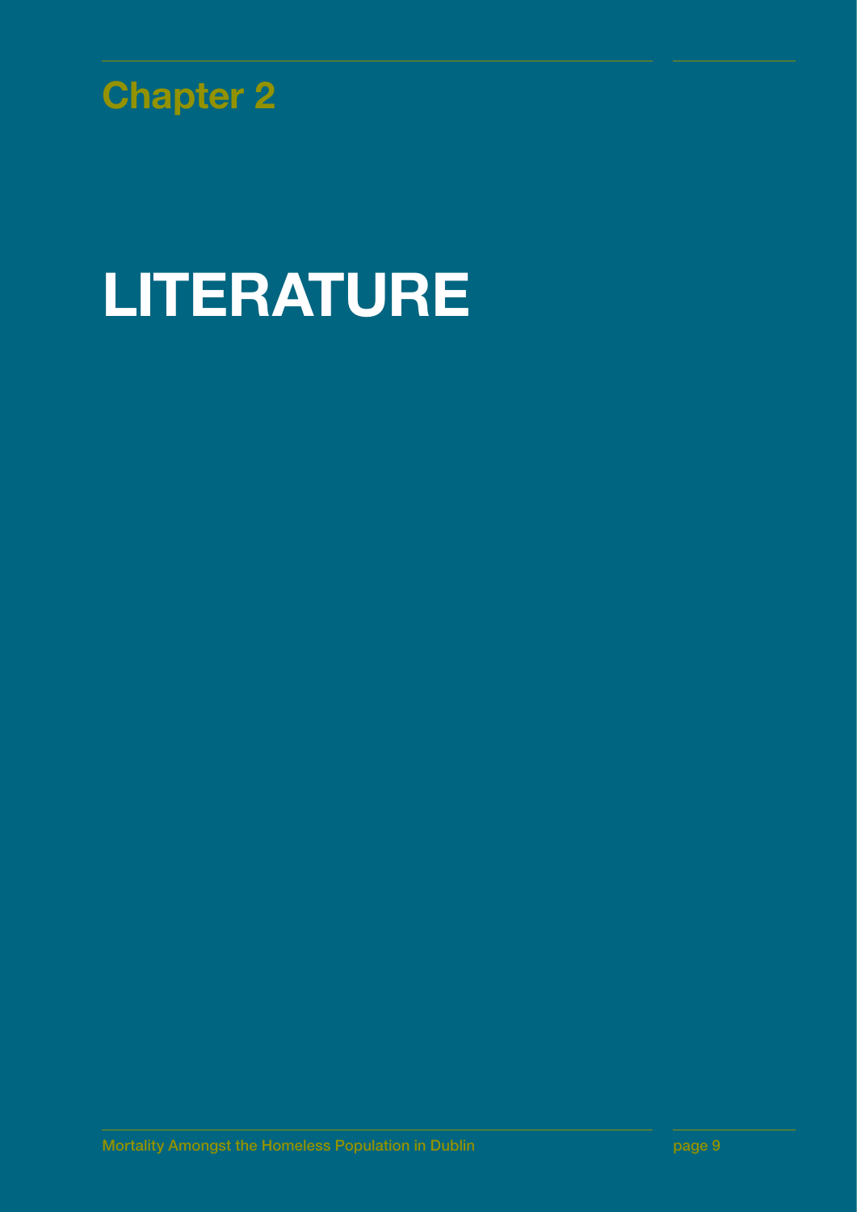## Chapter 2

# LITERATURE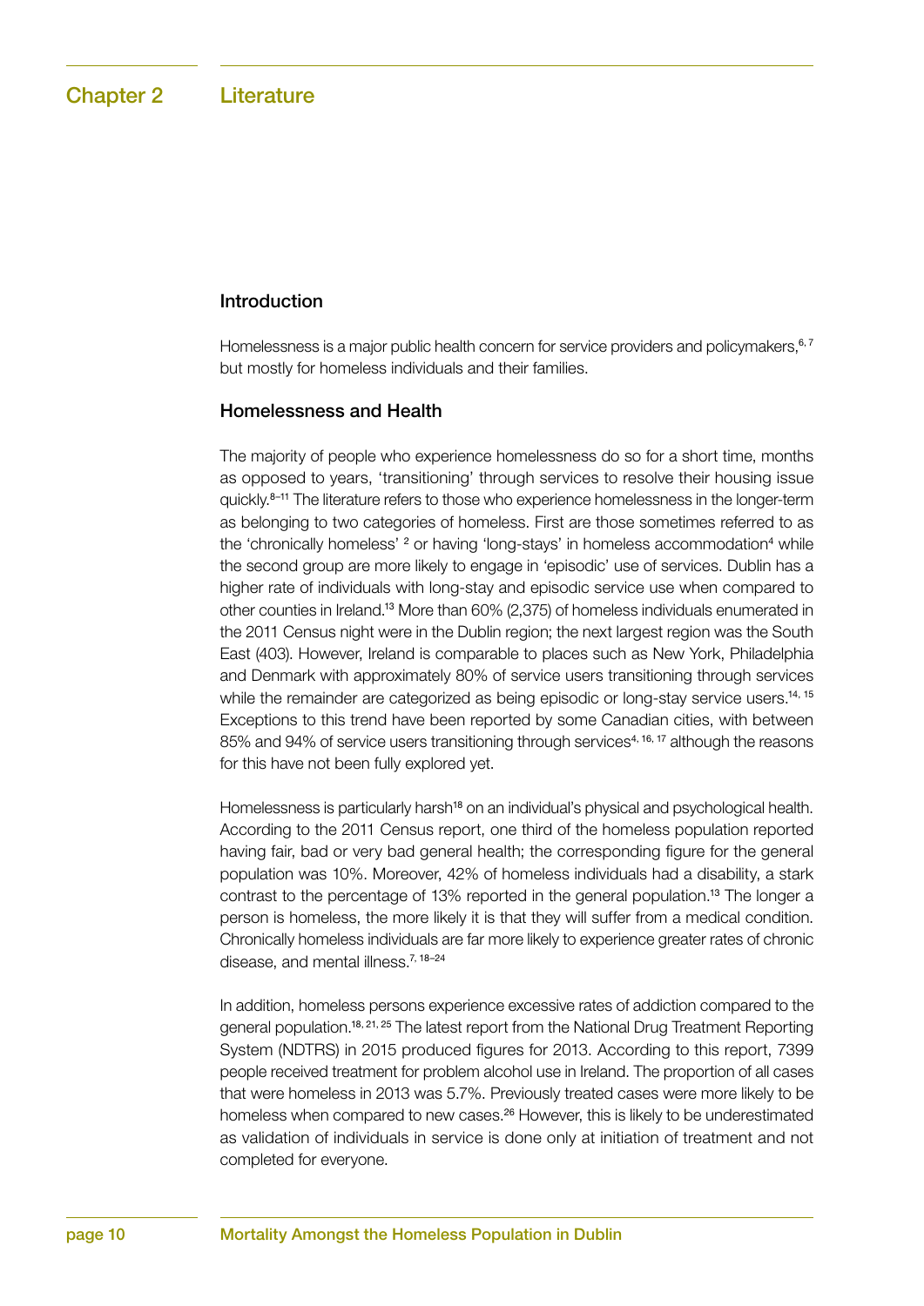# Chapter 2 Literature

## Introduction

Homelessness is a major public health concern for service providers and policymakers,[6, 7] but mostly for homeless individuals and their families.

## Homelessness and Health

The majority of people who experience homelessness do so for a short time, months as opposed to years, 'transitioning' through services to resolve their housing issue quickly.[8–11] The literature refers to those who experience homelessness in the longer-term as belonging to two categories of homeless. First are those sometimes referred to as the 'chronically homeless' [2] or having 'long-stays' in homeless accommodation[4] while the second group are more likely to engage in 'episodic' use of services. Dublin has a higher rate of individuals with long-stay and episodic service use when compared to other counties in Ireland.[13] More than 60% (2,375) of homeless individuals enumerated in the 2011 Census night were in the Dublin region; the next largest region was the South East (403). However, Ireland is comparable to places such as New York, Philadelphia and Denmark with approximately 80% of service users transitioning through services while the remainder are categorized as being episodic or long-stay service users.[14, 15] Exceptions to this trend have been reported by some Canadian cities, with between 85% and 94% of service users transitioning through services[4, 16, 17] although the reasons for this have not been fully explored yet.

Homelessness is particularly harsh[18] on an individual's physical and psychological health. According to the 2011 Census report, one third of the homeless population reported having fair, bad or very bad general health; the corresponding figure for the general population was 10%. Moreover, 42% of homeless individuals had a disability, a stark contrast to the percentage of 13% reported in the general population.[13] The longer a person is homeless, the more likely it is that they will suffer from a medical condition. Chronically homeless individuals are far more likely to experience greater rates of chronic disease, and mental illness.[7, 18–24]

In addition, homeless persons experience excessive rates of addiction compared to the general population.[18, 21, 25] The latest report from the National Drug Treatment Reporting System (NDTRS) in 2015 produced figures for 2013. According to this report, 7399 people received treatment for problem alcohol use in Ireland. The proportion of all cases that were homeless in 2013 was 5.7%. Previously treated cases were more likely to be homeless when compared to new cases.[26] However, this is likely to be underestimated as validation of individuals in service is done only at initiation of treatment and not completed for everyone.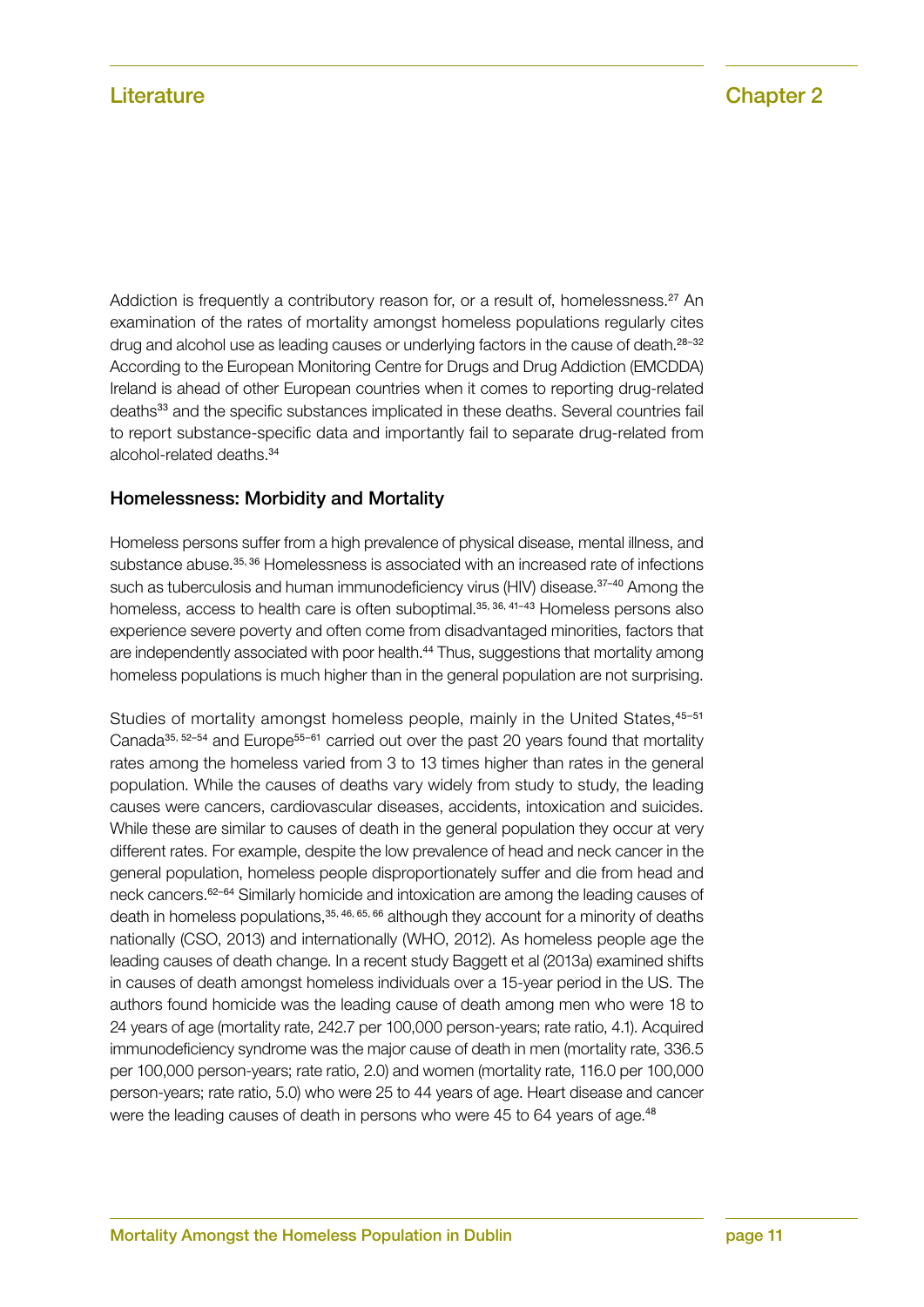Addiction is frequently a contributory reason for, or a result of, homelessness.[27] An examination of the rates of mortality amongst homeless populations regularly cites drug and alcohol use as leading causes or underlying factors in the cause of death.[28–32] According to the European Monitoring Centre for Drugs and Drug Addiction (EMCDDA) Ireland is ahead of other European countries when it comes to reporting drug-related deaths[33] and the specific substances implicated in these deaths. Several countries fail to report substance-specific data and importantly fail to separate drug-related from alcohol-related deaths.[34]

### Homelessness: Morbidity and Mortality

Homeless persons suffer from a high prevalence of physical disease, mental illness, and substance abuse.[35, 36] Homelessness is associated with an increased rate of infections such as tuberculosis and human immunodeficiency virus (HIV) disease.[37–40] Among the homeless, access to health care is often suboptimal.[35, 36, 41–43] Homeless persons also experience severe poverty and often come from disadvantaged minorities, factors that are independently associated with poor health.[44] Thus, suggestions that mortality among homeless populations is much higher than in the general population are not surprising.

Studies of mortality amongst homeless people, mainly in the United States,[45–51] Canada[35, 52–54] and Europe[55–61] carried out over the past 20 years found that mortality rates among the homeless varied from 3 to 13 times higher than rates in the general population. While the causes of deaths vary widely from study to study, the leading causes were cancers, cardiovascular diseases, accidents, intoxication and suicides. While these are similar to causes of death in the general population they occur at very different rates. For example, despite the low prevalence of head and neck cancer in the general population, homeless people disproportionately suffer and die from head and neck cancers.[62–64] Similarly homicide and intoxication are among the leading causes of death in homeless populations,[35, 46, 65, 66] although they account for a minority of deaths nationally (CSO, 2013) and internationally (WHO, 2012). As homeless people age the leading causes of death change. In a recent study Baggett et al (2013a) examined shifts in causes of death amongst homeless individuals over a 15-year period in the US. The authors found homicide was the leading cause of death among men who were 18 to 24 years of age (mortality rate, 242.7 per 100,000 person-years; rate ratio, 4.1). Acquired immunodeficiency syndrome was the major cause of death in men (mortality rate, 336.5 per 100,000 person-years; rate ratio, 2.0) and women (mortality rate, 116.0 per 100,000 person-years; rate ratio, 5.0) who were 25 to 44 years of age. Heart disease and cancer were the leading causes of death in persons who were 45 to 64 years of age.[48]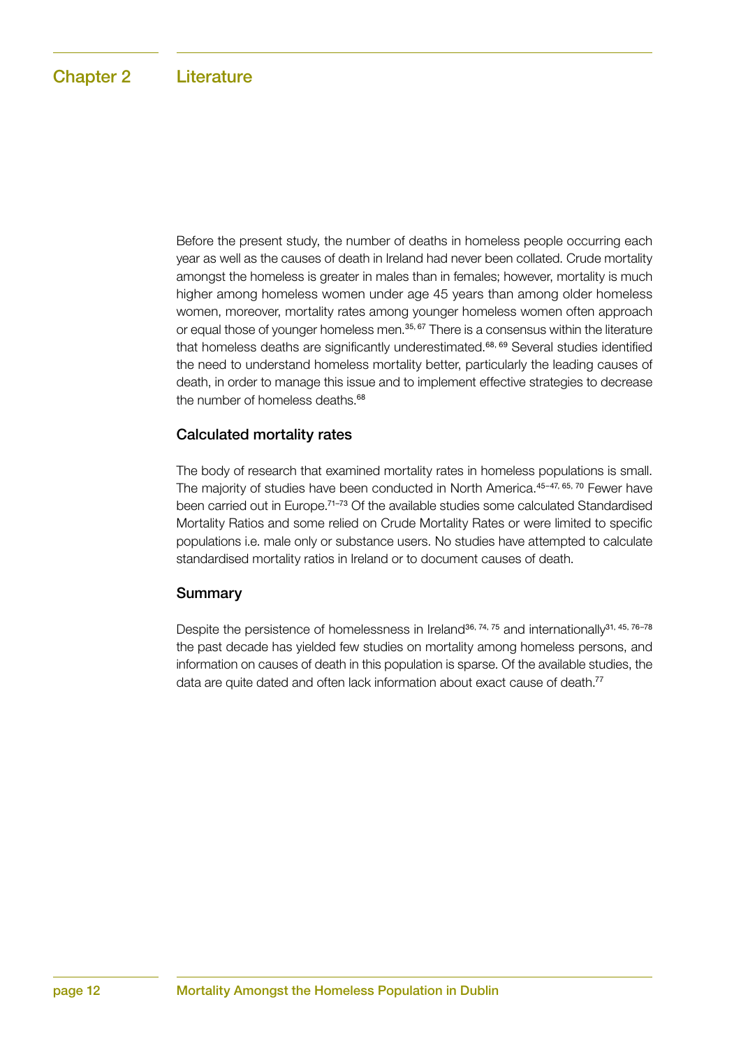# Chapter 2 Literature

Before the present study, the number of deaths in homeless people occurring each year as well as the causes of death in Ireland had never been collated. Crude mortality amongst the homeless is greater in males than in females; however, mortality is much higher among homeless women under age 45 years than among older homeless women, moreover, mortality rates among younger homeless women often approach or equal those of younger homeless men.[35, 67] There is a consensus within the literature that homeless deaths are significantly underestimated.[68, 69] Several studies identified the need to understand homeless mortality better, particularly the leading causes of death, in order to manage this issue and to implement effective strategies to decrease the number of homeless deaths.[68]

## Calculated mortality rates

The body of research that examined mortality rates in homeless populations is small. The majority of studies have been conducted in North America.[45–47, 65, 70] Fewer have been carried out in Europe.[71–73] Of the available studies some calculated Standardised Mortality Ratios and some relied on Crude Mortality Rates or were limited to specific populations i.e. male only or substance users. No studies have attempted to calculate standardised mortality ratios in Ireland or to document causes of death.

## Summary

Despite the persistence of homelessness in Ireland[36, 74, 75] and internationally[31, 45, 76–78] the past decade has yielded few studies on mortality among homeless persons, and information on causes of death in this population is sparse. Of the available studies, the data are quite dated and often lack information about exact cause of death.[77]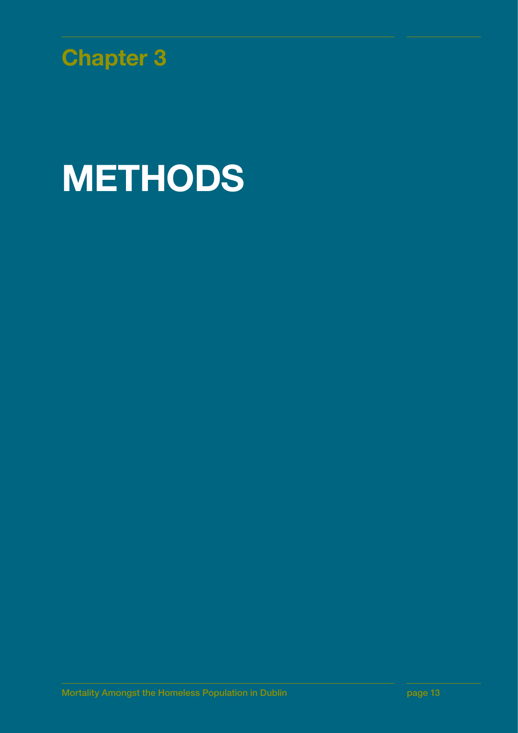## Chapter 3

# METHODS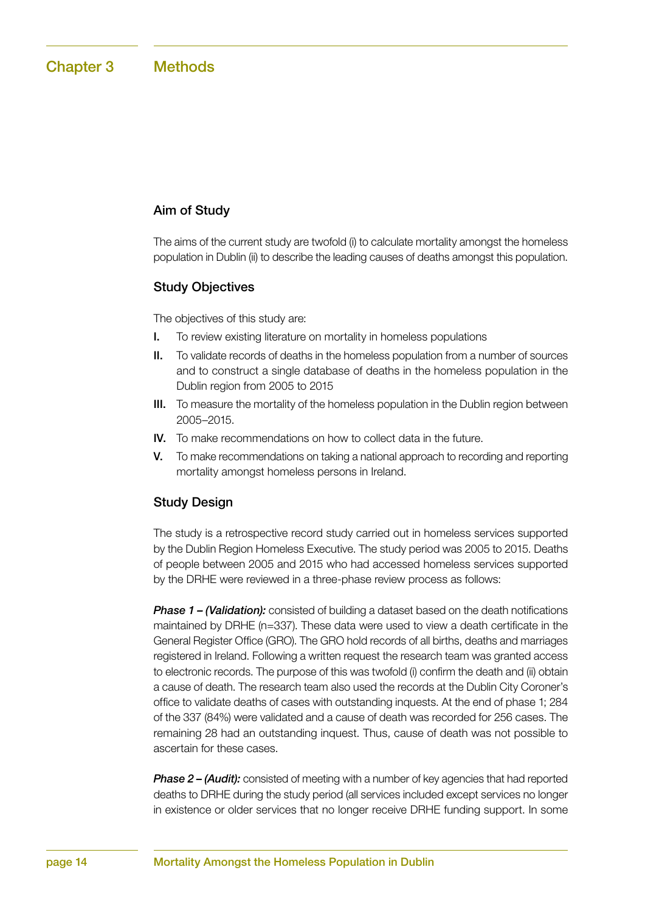# Chapter 3 Methods

## Aim of Study

The aims of the current study are twofold (i) to calculate mortality amongst the homeless population in Dublin (ii) to describe the leading causes of deaths amongst this population.

## Study Objectives

The objectives of this study are:

- **I.** To review existing literature on mortality in homeless populations
- **II.** To validate records of deaths in the homeless population from a number of sources and to construct a single database of deaths in the homeless population in the Dublin region from 2005 to 2015
- **III.** To measure the mortality of the homeless population in the Dublin region between 2005–2015.
- **IV.** To make recommendations on how to collect data in the future.
- **V.** To make recommendations on taking a national approach to recording and reporting mortality amongst homeless persons in Ireland.

## Study Design

The study is a retrospective record study carried out in homeless services supported by the Dublin Region Homeless Executive. The study period was 2005 to 2015. Deaths of people between 2005 and 2015 who had accessed homeless services supported by the DRHE were reviewed in a three-phase review process as follows:

***Phase 1 – (Validation):*** consisted of building a dataset based on the death notifications maintained by DRHE (n=337). These data were used to view a death certificate in the General Register Office (GRO). The GRO hold records of all births, deaths and marriages registered in Ireland. Following a written request the research team was granted access to electronic records. The purpose of this was twofold (i) confirm the death and (ii) obtain a cause of death. The research team also used the records at the Dublin City Coroner's office to validate deaths of cases with outstanding inquests. At the end of phase 1; 284 of the 337 (84%) were validated and a cause of death was recorded for 256 cases. The remaining 28 had an outstanding inquest. Thus, cause of death was not possible to ascertain for these cases.

***Phase 2 – (Audit):*** consisted of meeting with a number of key agencies that had reported deaths to DRHE during the study period (all services included except services no longer in existence or older services that no longer receive DRHE funding support. In some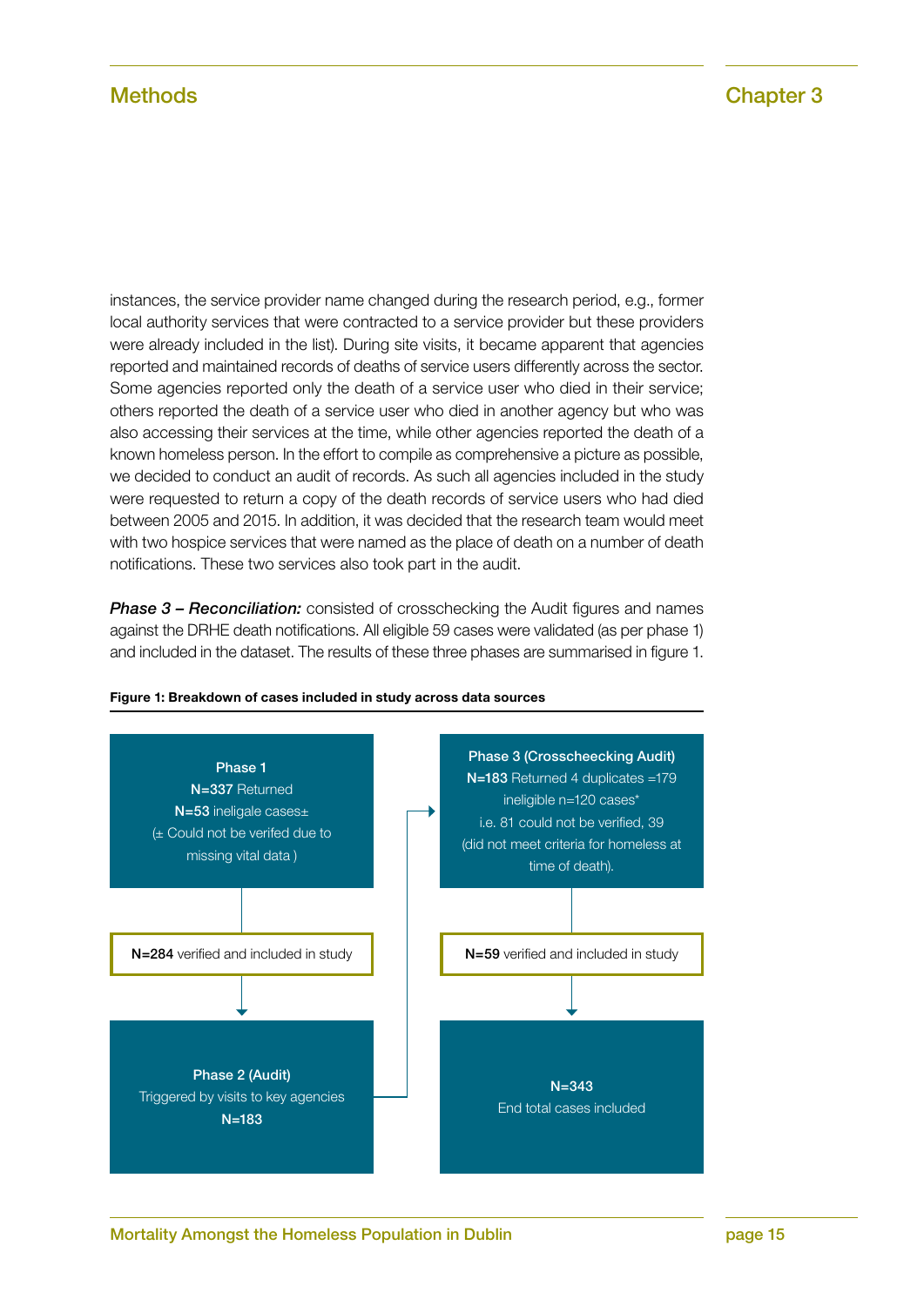instances, the service provider name changed during the research period, e.g., former local authority services that were contracted to a service provider but these providers were already included in the list). During site visits, it became apparent that agencies reported and maintained records of deaths of service users differently across the sector. Some agencies reported only the death of a service user who died in their service; others reported the death of a service user who died in another agency but who was also accessing their services at the time, while other agencies reported the death of a known homeless person. In the effort to compile as comprehensive a picture as possible, we decided to conduct an audit of records. As such all agencies included in the study were requested to return a copy of the death records of service users who had died between 2005 and 2015. In addition, it was decided that the research team would meet with two hospice services that were named as the place of death on a number of death notifications. These two services also took part in the audit.

***Phase 3 – Reconciliation:*** consisted of crosschecking the Audit figures and names against the DRHE death notifications. All eligible 59 cases were validated (as per phase 1) and included in the dataset. The results of these three phases are summarised in figure 1.

**Figure 1: Breakdown of cases included in study across data sources**

**Phase 1**
**N=337** Returned
**N=53** ineligale cases±
(± Could not be verifed due to missing vital data )

↓

**N=284** verified and included in study

↓

**Phase 2 (Audit)**
Triggered by visits to key agencies
**N=183**

→

**Phase 3 (Crosscheecking Audit)**
**N=183** Returned 4 duplicates =179
ineligible n=120 cases*
i.e. 81 could not be verified, 39 (did not meet criteria for homeless at time of death).

↓

**N=59** verified and included in study

↓

**N=343**
End total cases included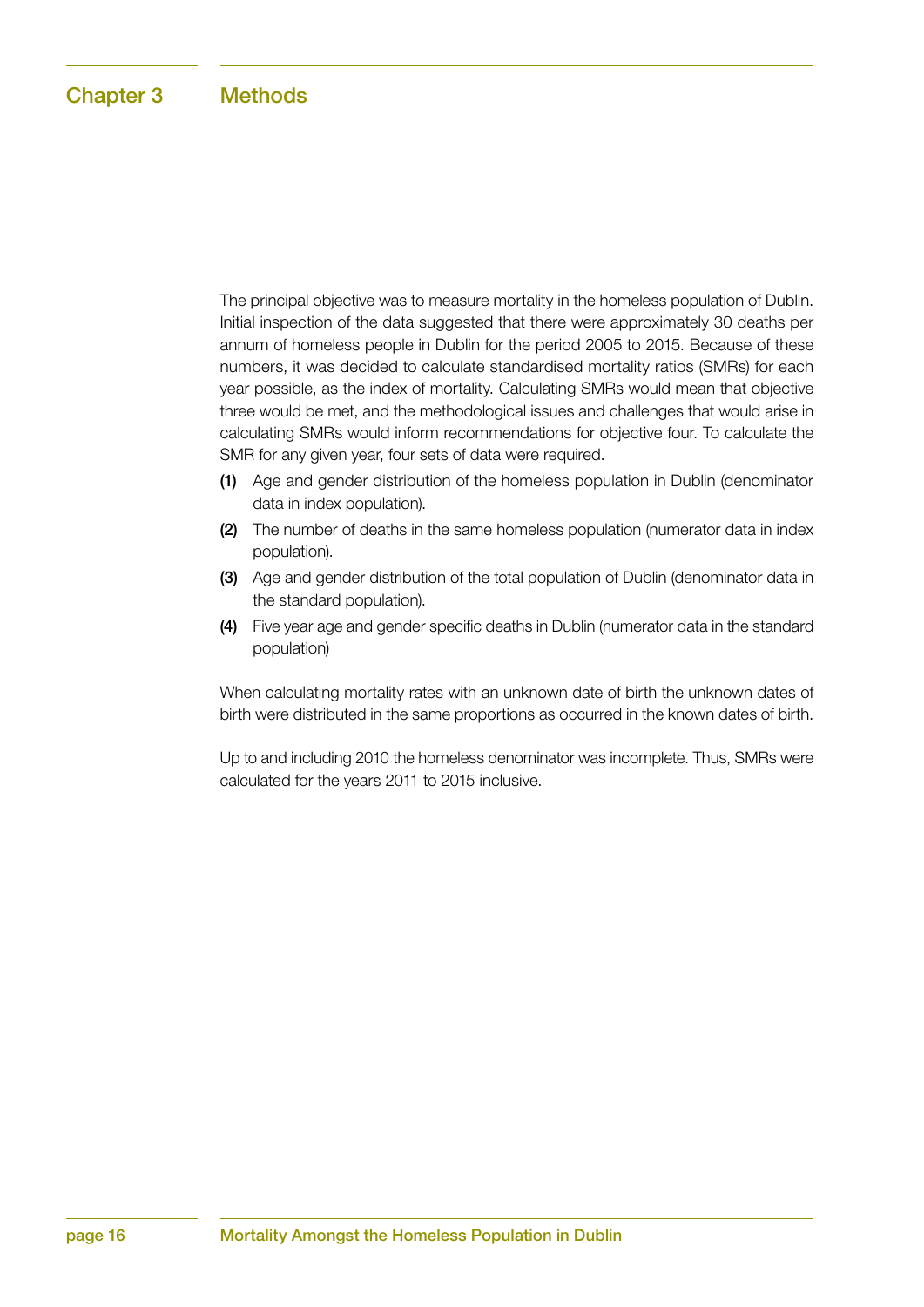# Chapter 3 Methods

The principal objective was to measure mortality in the homeless population of Dublin. Initial inspection of the data suggested that there were approximately 30 deaths per annum of homeless people in Dublin for the period 2005 to 2015. Because of these numbers, it was decided to calculate standardised mortality ratios (SMRs) for each year possible, as the index of mortality. Calculating SMRs would mean that objective three would be met, and the methodological issues and challenges that would arise in calculating SMRs would inform recommendations for objective four. To calculate the SMR for any given year, four sets of data were required.

**(1)** Age and gender distribution of the homeless population in Dublin (denominator data in index population).

**(2)** The number of deaths in the same homeless population (numerator data in index population).

**(3)** Age and gender distribution of the total population of Dublin (denominator data in the standard population).

**(4)** Five year age and gender specific deaths in Dublin (numerator data in the standard population)

When calculating mortality rates with an unknown date of birth the unknown dates of birth were distributed in the same proportions as occurred in the known dates of birth.

Up to and including 2010 the homeless denominator was incomplete. Thus, SMRs were calculated for the years 2011 to 2015 inclusive.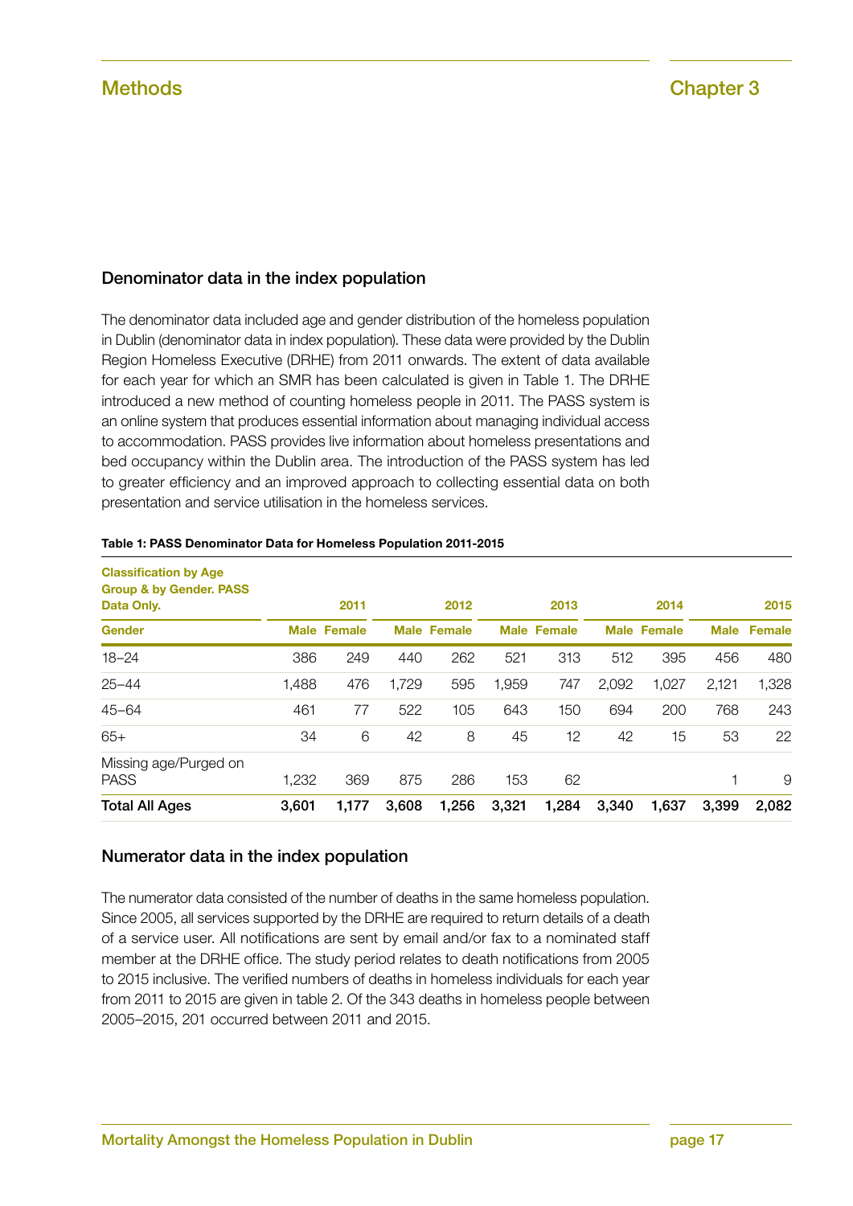## Denominator data in the index population

The denominator data included age and gender distribution of the homeless population in Dublin (denominator data in index population). These data were provided by the Dublin Region Homeless Executive (DRHE) from 2011 onwards. The extent of data available for each year for which an SMR has been calculated is given in Table 1. The DRHE introduced a new method of counting homeless people in 2011. The PASS system is an online system that produces essential information about managing individual access to accommodation. PASS provides live information about homeless presentations and bed occupancy within the Dublin area. The introduction of the PASS system has led to greater efficiency and an improved approach to collecting essential data on both presentation and service utilisation in the homeless services.

**Table 1: PASS Denominator Data for Homeless Population 2011-2015**

| Classification by Age Group & by Gender. PASS Data Only. | 2011 | | 2012 | | 2013 | | 2014 | | 2015 | |
|---|---|---|---|---|---|---|---|---|---|---|
| **Gender** | **Male** | **Female** | **Male** | **Female** | **Male** | **Female** | **Male** | **Female** | **Male** | **Female** |
| 18–24 | 386 | 249 | 440 | 262 | 521 | 313 | 512 | 395 | 456 | 480 |
| 25–44 | 1,488 | 476 | 1,729 | 595 | 1,959 | 747 | 2,092 | 1,027 | 2,121 | 1,328 |
| 45–64 | 461 | 77 | 522 | 105 | 643 | 150 | 694 | 200 | 768 | 243 |
| 65+ | 34 | 6 | 42 | 8 | 45 | 12 | 42 | 15 | 53 | 22 |
| Missing age/Purged on PASS | 1,232 | 369 | 875 | 286 | 153 | 62 | | | 1 | 9 |
| **Total All Ages** | **3,601** | **1,177** | **3,608** | **1,256** | **3,321** | **1,284** | **3,340** | **1,637** | **3,399** | **2,082** |

## Numerator data in the index population

The numerator data consisted of the number of deaths in the same homeless population. Since 2005, all services supported by the DRHE are required to return details of a death of a service user. All notifications are sent by email and/or fax to a nominated staff member at the DRHE office. The study period relates to death notifications from 2005 to 2015 inclusive. The verified numbers of deaths in homeless individuals for each year from 2011 to 2015 are given in table 2. Of the 343 deaths in homeless people between 2005–2015, 201 occurred between 2011 and 2015.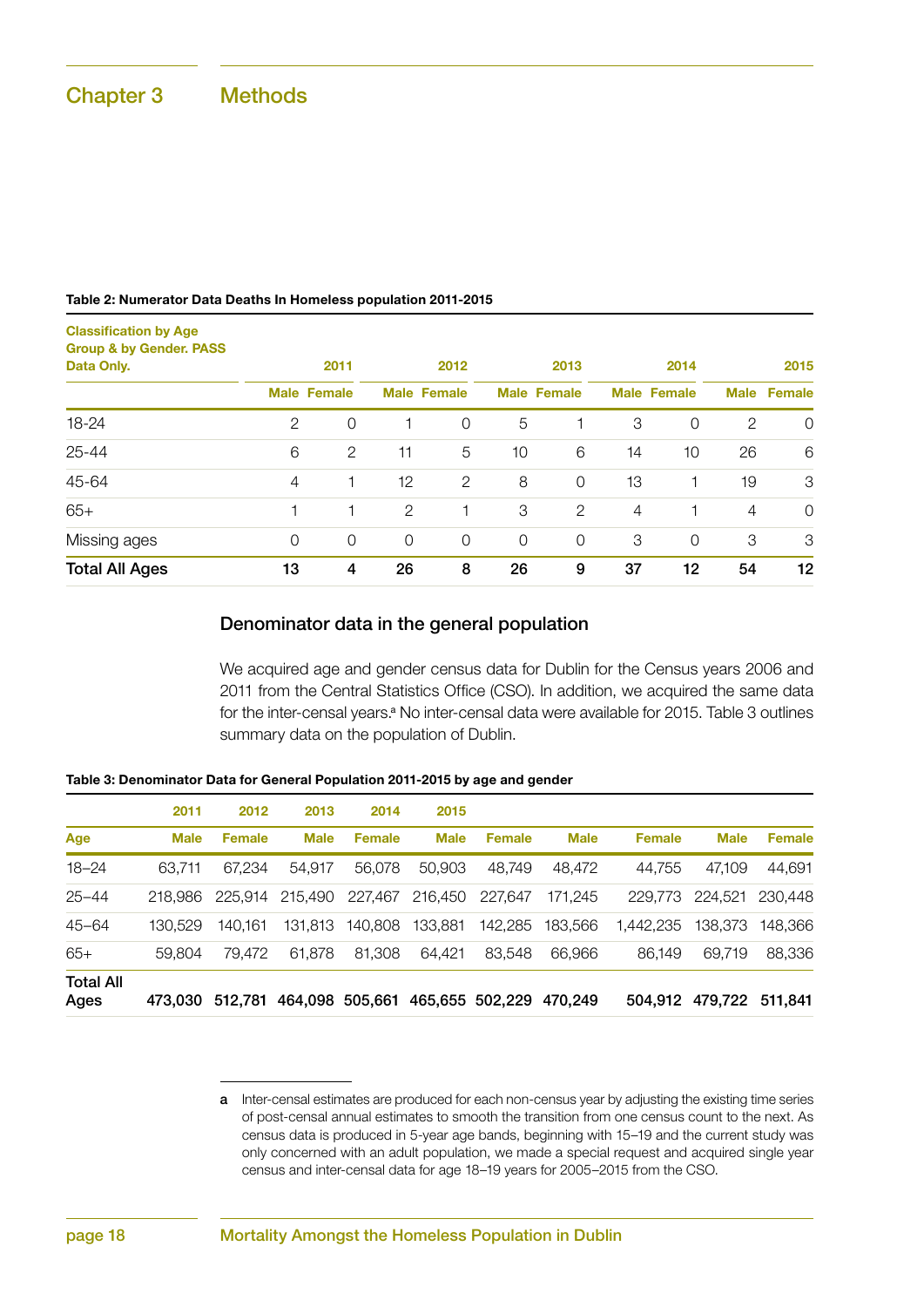## Chapter 3 Methods

**Table 2: Numerator Data Deaths In Homeless population 2011-2015**

| Classification by Age Group & by Gender. PASS Data Only. | 2011 | | 2012 | | 2013 | | 2014 | | 2015 | |
|---|---|---|---|---|---|---|---|---|---|---|
| | Male | Female | Male | Female | Male | Female | Male | Female | Male | Female |
| 18-24 | 2 | 0 | 1 | 0 | 5 | 1 | 3 | 0 | 2 | 0 |
| 25-44 | 6 | 2 | 11 | 5 | 10 | 6 | 14 | 10 | 26 | 6 |
| 45-64 | 4 | 1 | 12 | 2 | 8 | 0 | 13 | 1 | 19 | 3 |
| 65+ | 1 | 1 | 2 | 1 | 3 | 2 | 4 | 1 | 4 | 0 |
| Missing ages | 0 | 0 | 0 | 0 | 0 | 0 | 3 | 0 | 3 | 3 |
| **Total All Ages** | **13** | **4** | **26** | **8** | **26** | **9** | **37** | **12** | **54** | **12** |

### Denominator data in the general population

We acquired age and gender census data for Dublin for the Census years 2006 and 2011 from the Central Statistics Office (CSO). In addition, we acquired the same data for the inter-censal years.[a] No inter-censal data were available for 2015. Table 3 outlines summary data on the population of Dublin.

**Table 3: Denominator Data for General Population 2011-2015 by age and gender**

| | 2011 | 2012 | 2013 | 2014 | 2015 | | | | | |
|---|---|---|---|---|---|---|---|---|---|---|
| Age | Male | Female | Male | Female | Male | Female | Male | Female | Male | Female |
| 18–24 | 63,711 | 67,234 | 54,917 | 56,078 | 50,903 | 48,749 | 48,472 | 44,755 | 47,109 | 44,691 |
| 25–44 | 218,986 | 225,914 | 215,490 | 227,467 | 216,450 | 227,647 | 171,245 | 229,773 | 224,521 | 230,448 |
| 45–64 | 130,529 | 140,161 | 131,813 | 140,808 | 133,881 | 142,285 | 183,566 | 1,442,235 | 138,373 | 148,366 |
| 65+ | 59,804 | 79,472 | 61,878 | 81,308 | 64,421 | 83,548 | 66,966 | 86,149 | 69,719 | 88,336 |
| **Total All Ages** | **473,030** | **512,781** | **464,098** | **505,661** | **465,655** | **502,229** | **470,249** | **504,912** | **479,722** | **511,841** |

a Inter-censal estimates are produced for each non-census year by adjusting the existing time series of post-censal annual estimates to smooth the transition from one census count to the next. As census data is produced in 5-year age bands, beginning with 15–19 and the current study was only concerned with an adult population, we made a special request and acquired single year census and inter-censal data for age 18–19 years for 2005–2015 from the CSO.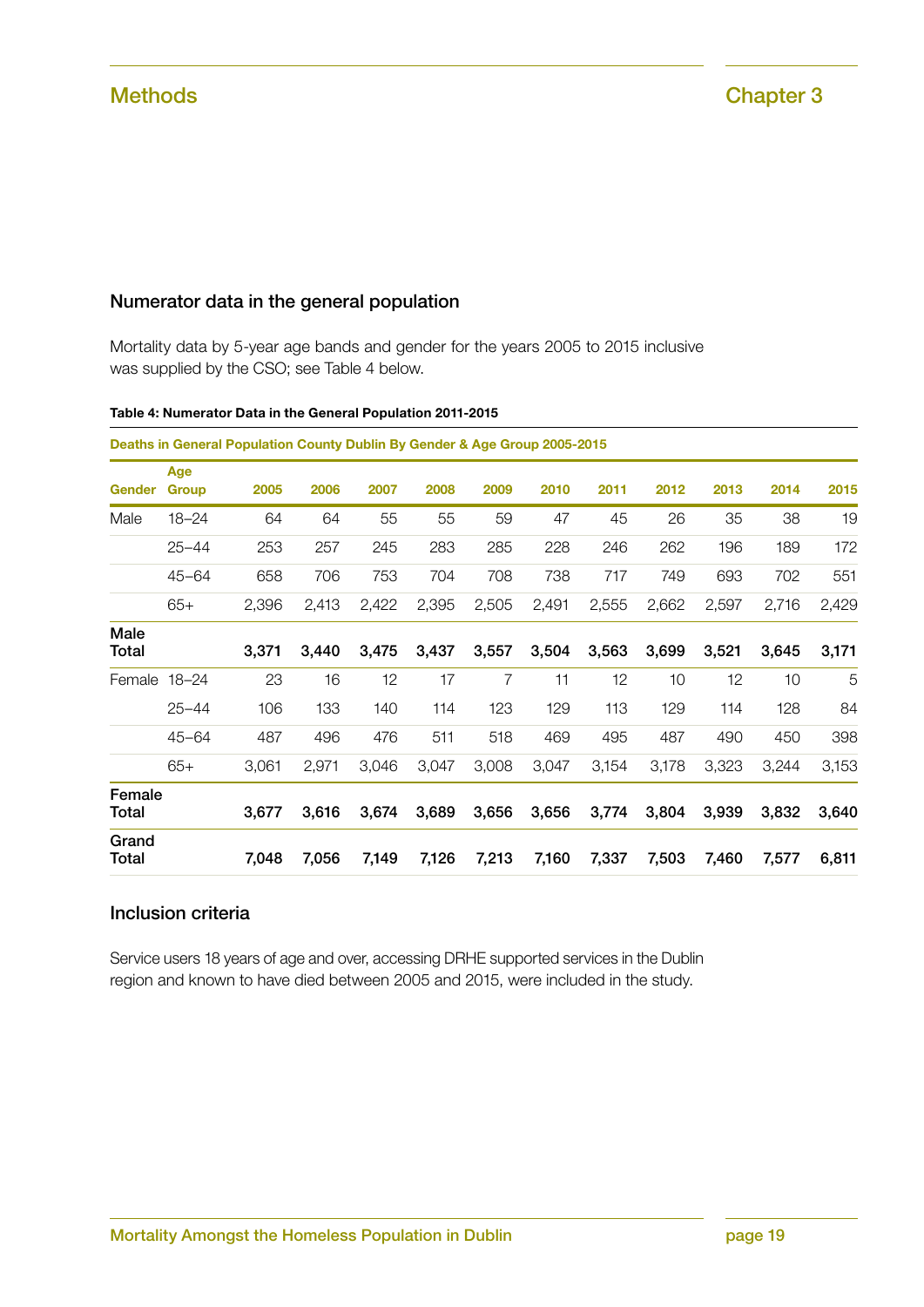## Numerator data in the general population

Mortality data by 5-year age bands and gender for the years 2005 to 2015 inclusive was supplied by the CSO; see Table 4 below.

**Table 4: Numerator Data in the General Population 2011-2015**

| Deaths in General Population County Dublin By Gender & Age Group 2005-2015 | | | | | | | | | | | | |
|---|---|---|---|---|---|---|---|---|---|---|---|---|
| **Gender** | **Age Group** | **2005** | **2006** | **2007** | **2008** | **2009** | **2010** | **2011** | **2012** | **2013** | **2014** | **2015** |
| Male | 18–24 | 64 | 64 | 55 | 55 | 59 | 47 | 45 | 26 | 35 | 38 | 19 |
| | 25–44 | 253 | 257 | 245 | 283 | 285 | 228 | 246 | 262 | 196 | 189 | 172 |
| | 45–64 | 658 | 706 | 753 | 704 | 708 | 738 | 717 | 749 | 693 | 702 | 551 |
| | 65+ | 2,396 | 2,413 | 2,422 | 2,395 | 2,505 | 2,491 | 2,555 | 2,662 | 2,597 | 2,716 | 2,429 |
| **Male Total** | | **3,371** | **3,440** | **3,475** | **3,437** | **3,557** | **3,504** | **3,563** | **3,699** | **3,521** | **3,645** | **3,171** |
| Female | 18–24 | 23 | 16 | 12 | 17 | 7 | 11 | 12 | 10 | 12 | 10 | 5 |
| | 25–44 | 106 | 133 | 140 | 114 | 123 | 129 | 113 | 129 | 114 | 128 | 84 |
| | 45–64 | 487 | 496 | 476 | 511 | 518 | 469 | 495 | 487 | 490 | 450 | 398 |
| | 65+ | 3,061 | 2,971 | 3,046 | 3,047 | 3,008 | 3,047 | 3,154 | 3,178 | 3,323 | 3,244 | 3,153 |
| **Female Total** | | **3,677** | **3,616** | **3,674** | **3,689** | **3,656** | **3,656** | **3,774** | **3,804** | **3,939** | **3,832** | **3,640** |
| **Grand Total** | | **7,048** | **7,056** | **7,149** | **7,126** | **7,213** | **7,160** | **7,337** | **7,503** | **7,460** | **7,577** | **6,811** |

## Inclusion criteria

Service users 18 years of age and over, accessing DRHE supported services in the Dublin region and known to have died between 2005 and 2015, were included in the study.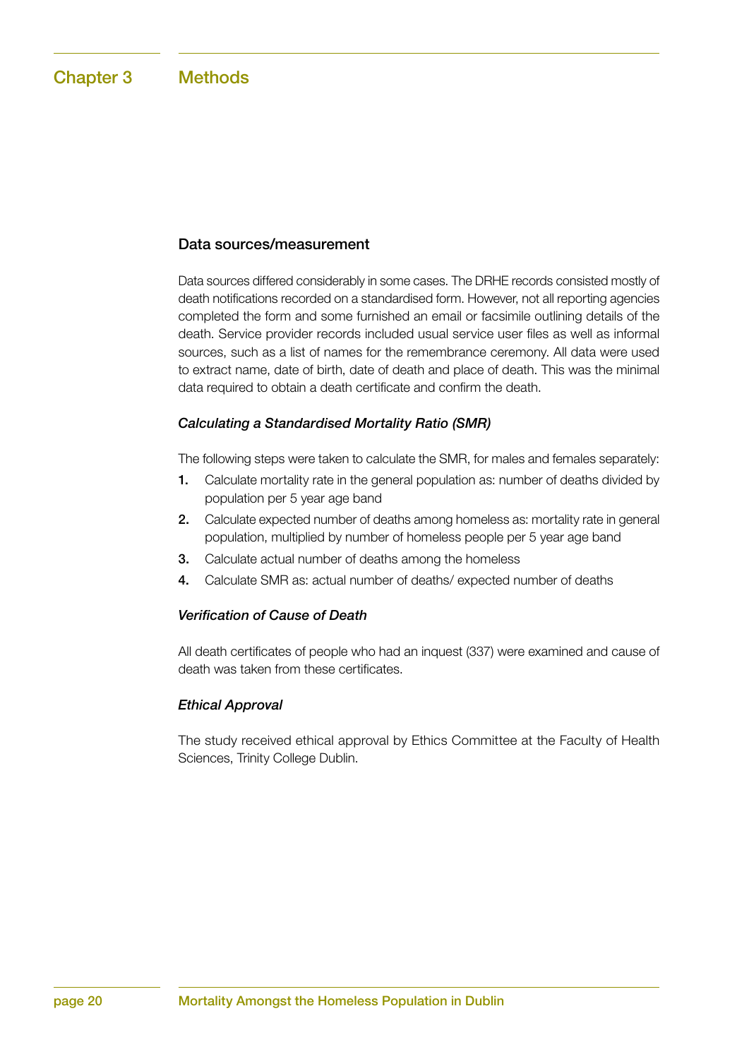# Chapter 3 Methods

### Data sources/measurement

Data sources differed considerably in some cases. The DRHE records consisted mostly of death notifications recorded on a standardised form. However, not all reporting agencies completed the form and some furnished an email or facsimile outlining details of the death. Service provider records included usual service user files as well as informal sources, such as a list of names for the remembrance ceremony. All data were used to extract name, date of birth, date of death and place of death. This was the minimal data required to obtain a death certificate and confirm the death.

#### *Calculating a Standardised Mortality Ratio (SMR)*

The following steps were taken to calculate the SMR, for males and females separately:

1. Calculate mortality rate in the general population as: number of deaths divided by population per 5 year age band
2. Calculate expected number of deaths among homeless as: mortality rate in general population, multiplied by number of homeless people per 5 year age band
3. Calculate actual number of deaths among the homeless
4. Calculate SMR as: actual number of deaths/ expected number of deaths

#### *Verification of Cause of Death*

All death certificates of people who had an inquest (337) were examined and cause of death was taken from these certificates.

#### *Ethical Approval*

The study received ethical approval by Ethics Committee at the Faculty of Health Sciences, Trinity College Dublin.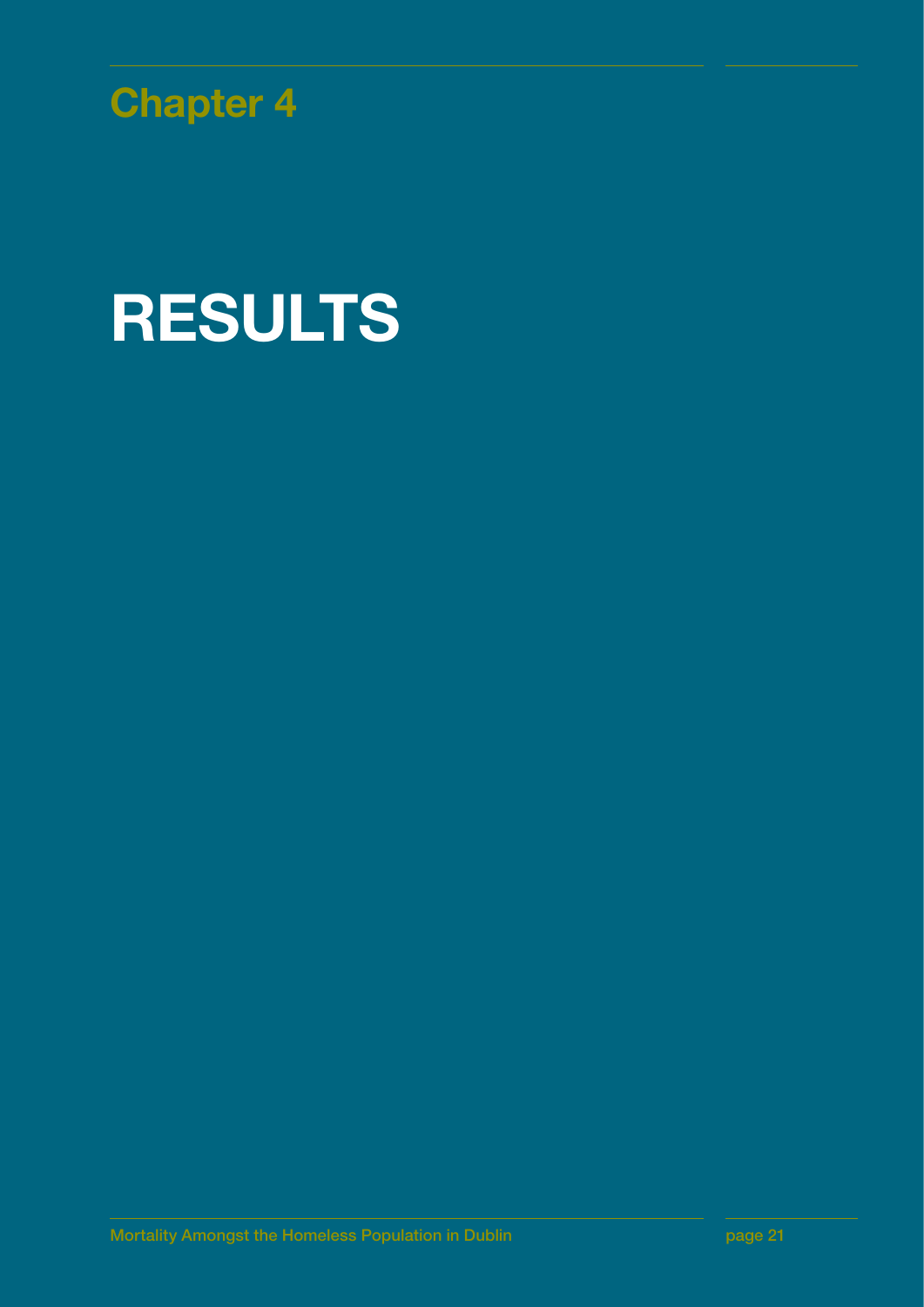## Chapter 4

# RESULTS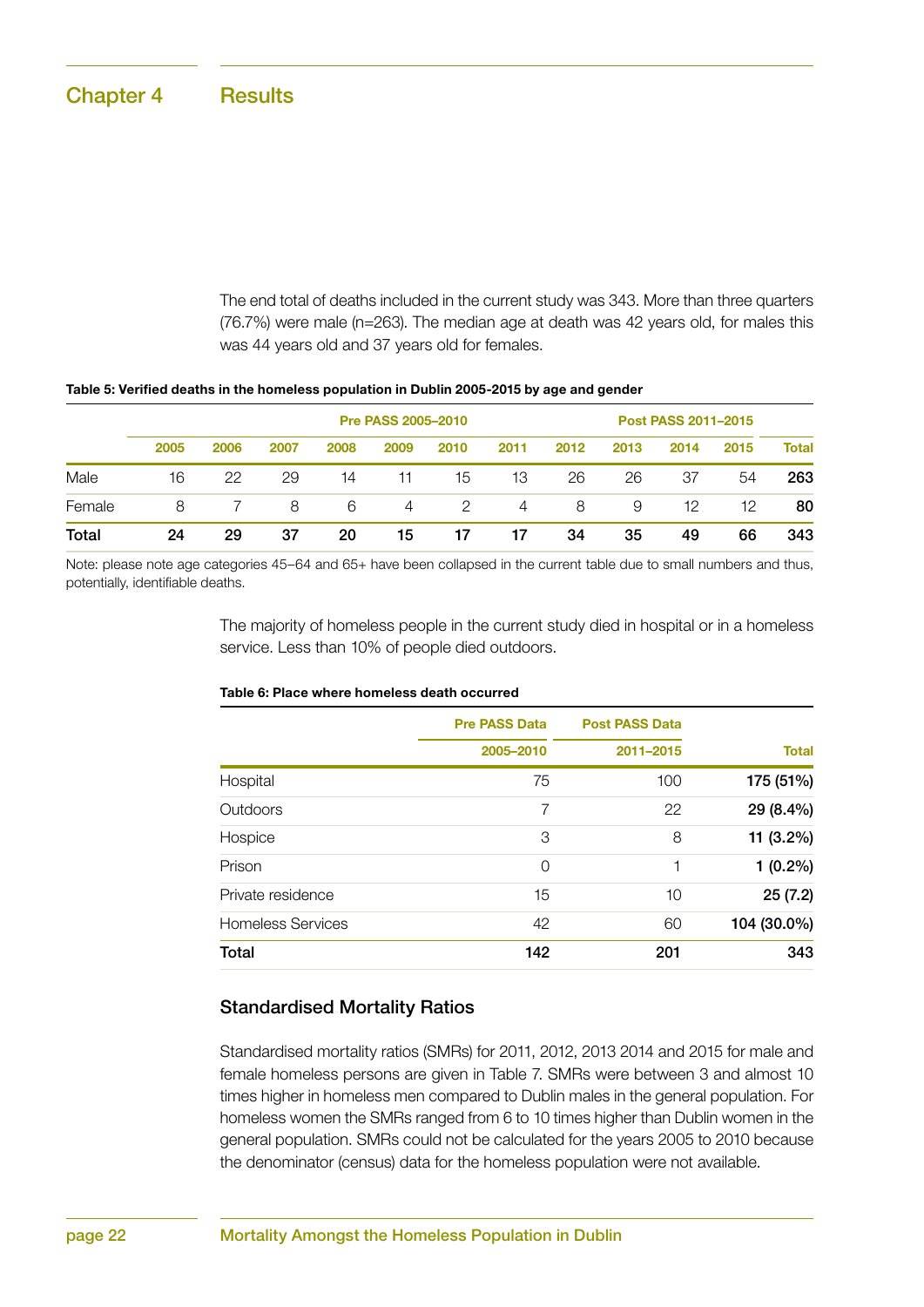# Chapter 4 Results

The end total of deaths included in the current study was 343. More than three quarters (76.7%) were male (n=263). The median age at death was 42 years old, for males this was 44 years old and 37 years old for females.

**Table 5: Verified deaths in the homeless population in Dublin 2005-2015 by age and gender**

| | Pre PASS 2005–2010 | | | | | | Post PASS 2011–2015 | | | | | |
|---|---|---|---|---|---|---|---|---|---|---|---|---|
| | 2005 | 2006 | 2007 | 2008 | 2009 | 2010 | 2011 | 2012 | 2013 | 2014 | 2015 | Total |
| Male | 16 | 22 | 29 | 14 | 11 | 15 | 13 | 26 | 26 | 37 | 54 | **263** |
| Female | 8 | 7 | 8 | 6 | 4 | 2 | 4 | 8 | 9 | 12 | 12 | **80** |
| **Total** | **24** | **29** | **37** | **20** | **15** | **17** | **17** | **34** | **35** | **49** | **66** | **343** |

Note: please note age categories 45–64 and 65+ have been collapsed in the current table due to small numbers and thus, potentially, identifiable deaths.

The majority of homeless people in the current study died in hospital or in a homeless service. Less than 10% of people died outdoors.

**Table 6: Place where homeless death occurred**

| | Pre PASS Data 2005–2010 | Post PASS Data 2011–2015 | Total |
|---|---|---|---|
| Hospital | 75 | 100 | **175 (51%)** |
| Outdoors | 7 | 22 | **29 (8.4%)** |
| Hospice | 3 | 8 | **11 (3.2%)** |
| Prison | 0 | 1 | **1 (0.2%)** |
| Private residence | 15 | 10 | **25 (7.2)** |
| Homeless Services | 42 | 60 | **104 (30.0%)** |
| **Total** | **142** | **201** | 343 |

## Standardised Mortality Ratios

Standardised mortality ratios (SMRs) for 2011, 2012, 2013 2014 and 2015 for male and female homeless persons are given in Table 7. SMRs were between 3 and almost 10 times higher in homeless men compared to Dublin males in the general population. For homeless women the SMRs ranged from 6 to 10 times higher than Dublin women in the general population. SMRs could not be calculated for the years 2005 to 2010 because the denominator (census) data for the homeless population were not available.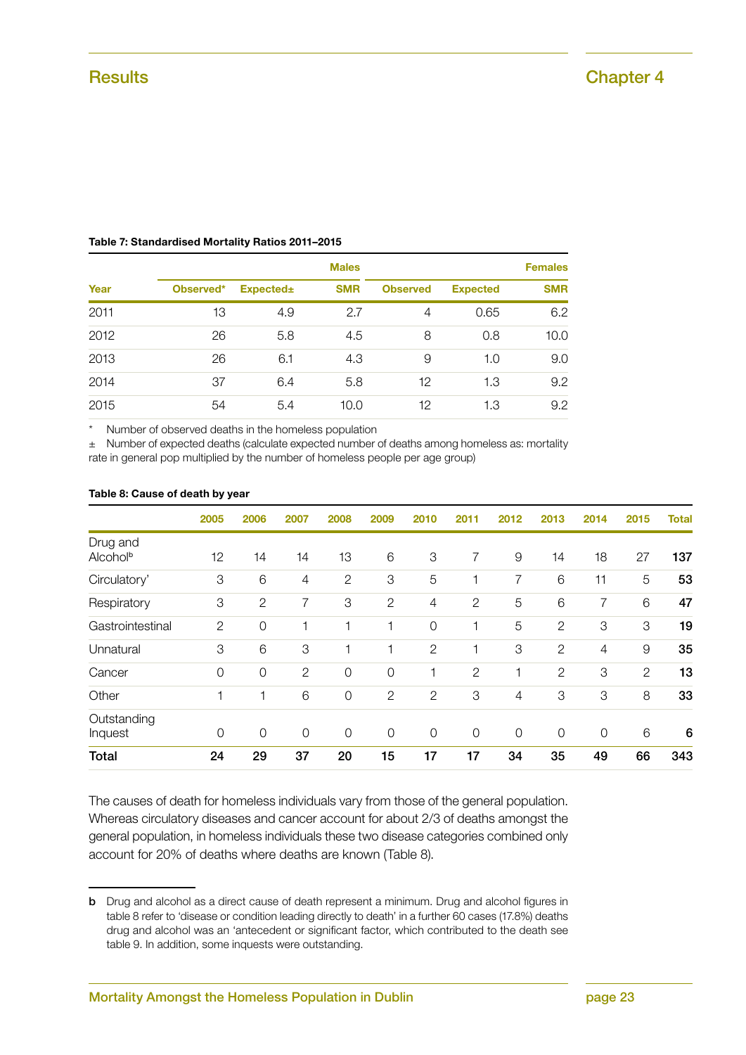**Table 7: Standardised Mortality Ratios 2011–2015**

| Year | Males | | | Females | | |
|---|---|---|---|---|---|---|
| | Observed* | Expected± | SMR | Observed | Expected | SMR |
| 2011 | 13 | 4.9 | 2.7 | 4 | 0.65 | 6.2 |
| 2012 | 26 | 5.8 | 4.5 | 8 | 0.8 | 10.0 |
| 2013 | 26 | 6.1 | 4.3 | 9 | 1.0 | 9.0 |
| 2014 | 37 | 6.4 | 5.8 | 12 | 1.3 | 9.2 |
| 2015 | 54 | 5.4 | 10.0 | 12 | 1.3 | 9.2 |

\* Number of observed deaths in the homeless population

± Number of expected deaths (calculate expected number of deaths among homeless as: mortality rate in general pop multiplied by the number of homeless people per age group)

**Table 8: Cause of death by year**

| | 2005 | 2006 | 2007 | 2008 | 2009 | 2010 | 2011 | 2012 | 2013 | 2014 | 2015 | Total |
|---|---|---|---|---|---|---|---|---|---|---|---|---|
| Drug and Alcohol[b] | 12 | 14 | 14 | 13 | 6 | 3 | 7 | 9 | 14 | 18 | 27 | **137** |
| Circulatory' | 3 | 6 | 4 | 2 | 3 | 5 | 1 | 7 | 6 | 11 | 5 | **53** |
| Respiratory | 3 | 2 | 7 | 3 | 2 | 4 | 2 | 5 | 6 | 7 | 6 | **47** |
| Gastrointestinal | 2 | 0 | 1 | 1 | 1 | 0 | 1 | 5 | 2 | 3 | 3 | **19** |
| Unnatural | 3 | 6 | 3 | 1 | 1 | 2 | 1 | 3 | 2 | 4 | 9 | **35** |
| Cancer | 0 | 0 | 2 | 0 | 0 | 1 | 2 | 1 | 2 | 3 | 2 | **13** |
| Other | 1 | 1 | 6 | 0 | 2 | 2 | 3 | 4 | 3 | 3 | 8 | **33** |
| Outstanding Inquest | 0 | 0 | 0 | 0 | 0 | 0 | 0 | 0 | 0 | 0 | 6 | **6** |
| **Total** | **24** | **29** | **37** | **20** | **15** | **17** | **17** | **34** | **35** | **49** | **66** | **343** |

The causes of death for homeless individuals vary from those of the general population. Whereas circulatory diseases and cancer account for about 2/3 of deaths amongst the general population, in homeless individuals these two disease categories combined only account for 20% of deaths where deaths are known (Table 8).

**b** Drug and alcohol as a direct cause of death represent a minimum. Drug and alcohol figures in table 8 refer to 'disease or condition leading directly to death' in a further 60 cases (17.8%) deaths drug and alcohol was an 'antecedent or significant factor, which contributed to the death see table 9. In addition, some inquests were outstanding.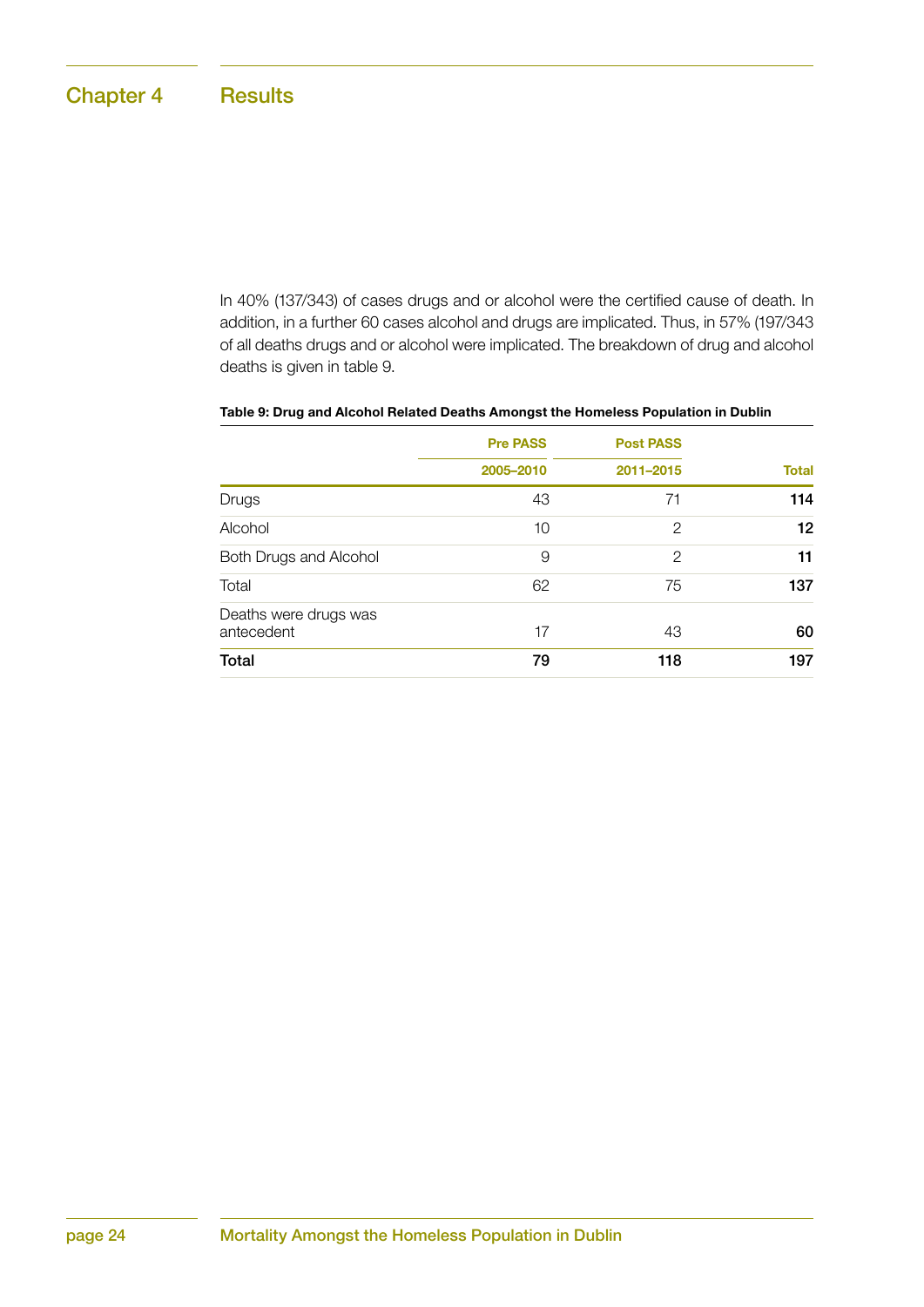In 40% (137/343) of cases drugs and or alcohol were the certified cause of death. In addition, in a further 60 cases alcohol and drugs are implicated. Thus, in 57% (197/343 of all deaths drugs and or alcohol were implicated. The breakdown of drug and alcohol deaths is given in table 9.

**Table 9: Drug and Alcohol Related Deaths Amongst the Homeless Population in Dublin**

| | Pre PASS | Post PASS | |
|---|---|---|---|
| | 2005–2010 | 2011–2015 | Total |
| Drugs | 43 | 71 | **114** |
| Alcohol | 10 | 2 | **12** |
| Both Drugs and Alcohol | 9 | 2 | **11** |
| Total | 62 | 75 | **137** |
| Deaths were drugs was antecedent | 17 | 43 | **60** |
| **Total** | **79** | **118** | **197** |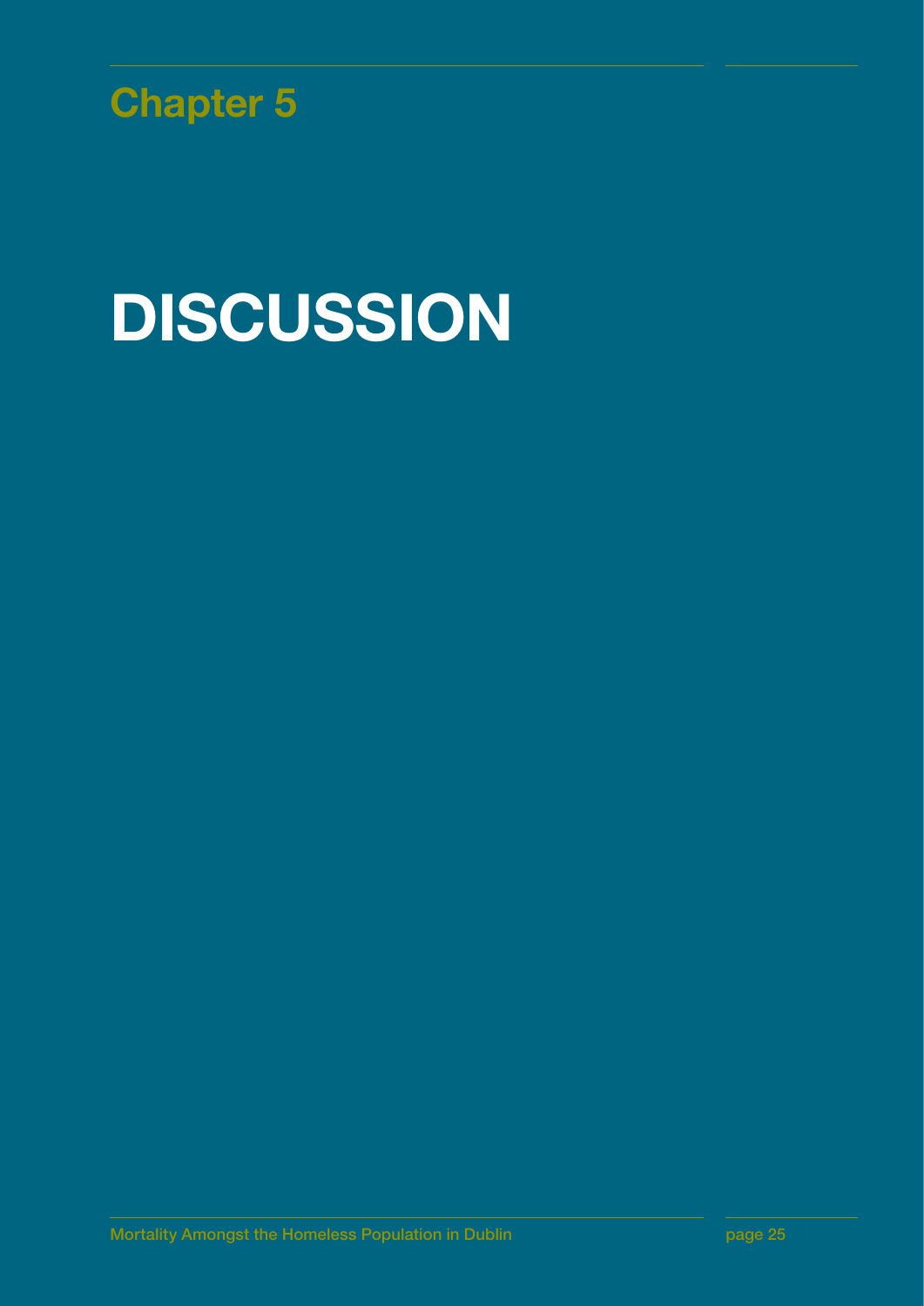Chapter 5

# DISCUSSION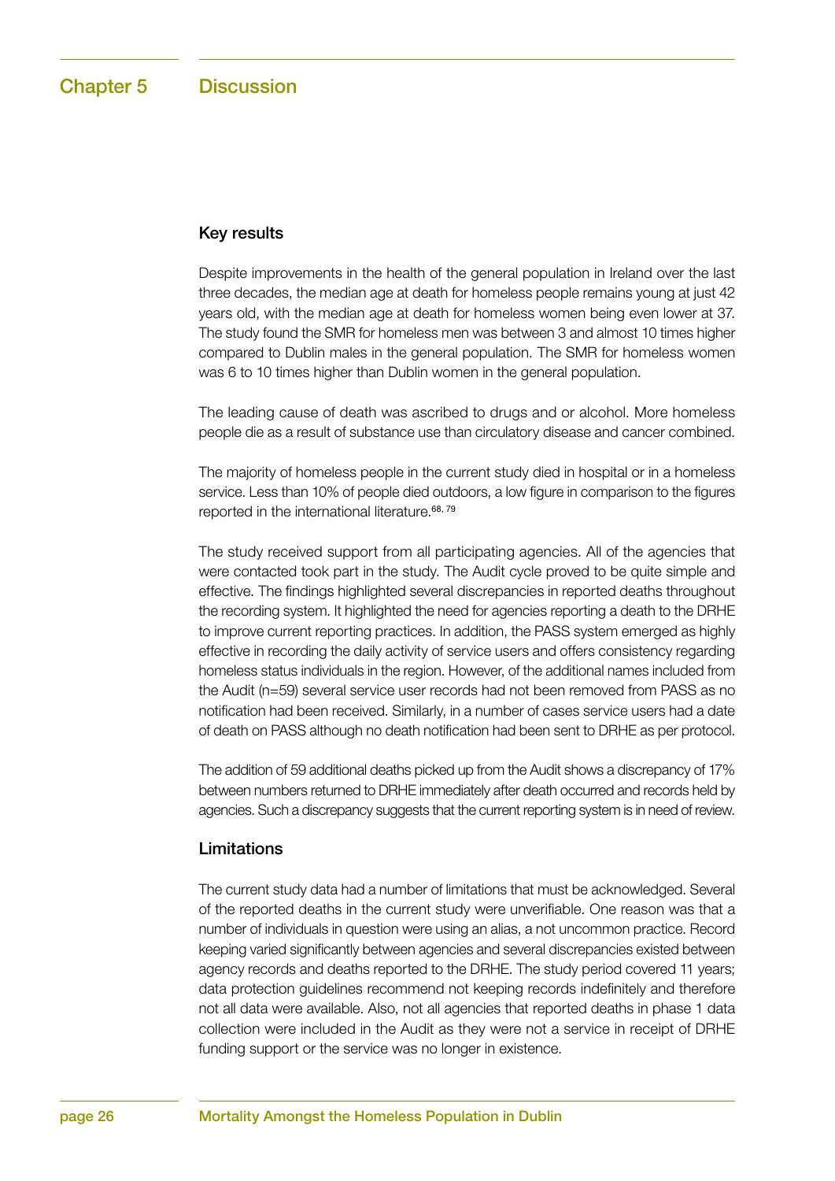# Chapter 5 Discussion

## Key results

Despite improvements in the health of the general population in Ireland over the last three decades, the median age at death for homeless people remains young at just 42 years old, with the median age at death for homeless women being even lower at 37. The study found the SMR for homeless men was between 3 and almost 10 times higher compared to Dublin males in the general population. The SMR for homeless women was 6 to 10 times higher than Dublin women in the general population.

The leading cause of death was ascribed to drugs and or alcohol. More homeless people die as a result of substance use than circulatory disease and cancer combined.

The majority of homeless people in the current study died in hospital or in a homeless service. Less than 10% of people died outdoors, a low figure in comparison to the figures reported in the international literature.[68, 79]

The study received support from all participating agencies. All of the agencies that were contacted took part in the study. The Audit cycle proved to be quite simple and effective. The findings highlighted several discrepancies in reported deaths throughout the recording system. It highlighted the need for agencies reporting a death to the DRHE to improve current reporting practices. In addition, the PASS system emerged as highly effective in recording the daily activity of service users and offers consistency regarding homeless status individuals in the region. However, of the additional names included from the Audit (n=59) several service user records had not been removed from PASS as no notification had been received. Similarly, in a number of cases service users had a date of death on PASS although no death notification had been sent to DRHE as per protocol.

The addition of 59 additional deaths picked up from the Audit shows a discrepancy of 17% between numbers returned to DRHE immediately after death occurred and records held by agencies. Such a discrepancy suggests that the current reporting system is in need of review.

## Limitations

The current study data had a number of limitations that must be acknowledged. Several of the reported deaths in the current study were unverifiable. One reason was that a number of individuals in question were using an alias, a not uncommon practice. Record keeping varied significantly between agencies and several discrepancies existed between agency records and deaths reported to the DRHE. The study period covered 11 years; data protection guidelines recommend not keeping records indefinitely and therefore not all data were available. Also, not all agencies that reported deaths in phase 1 data collection were included in the Audit as they were not a service in receipt of DRHE funding support or the service was no longer in existence.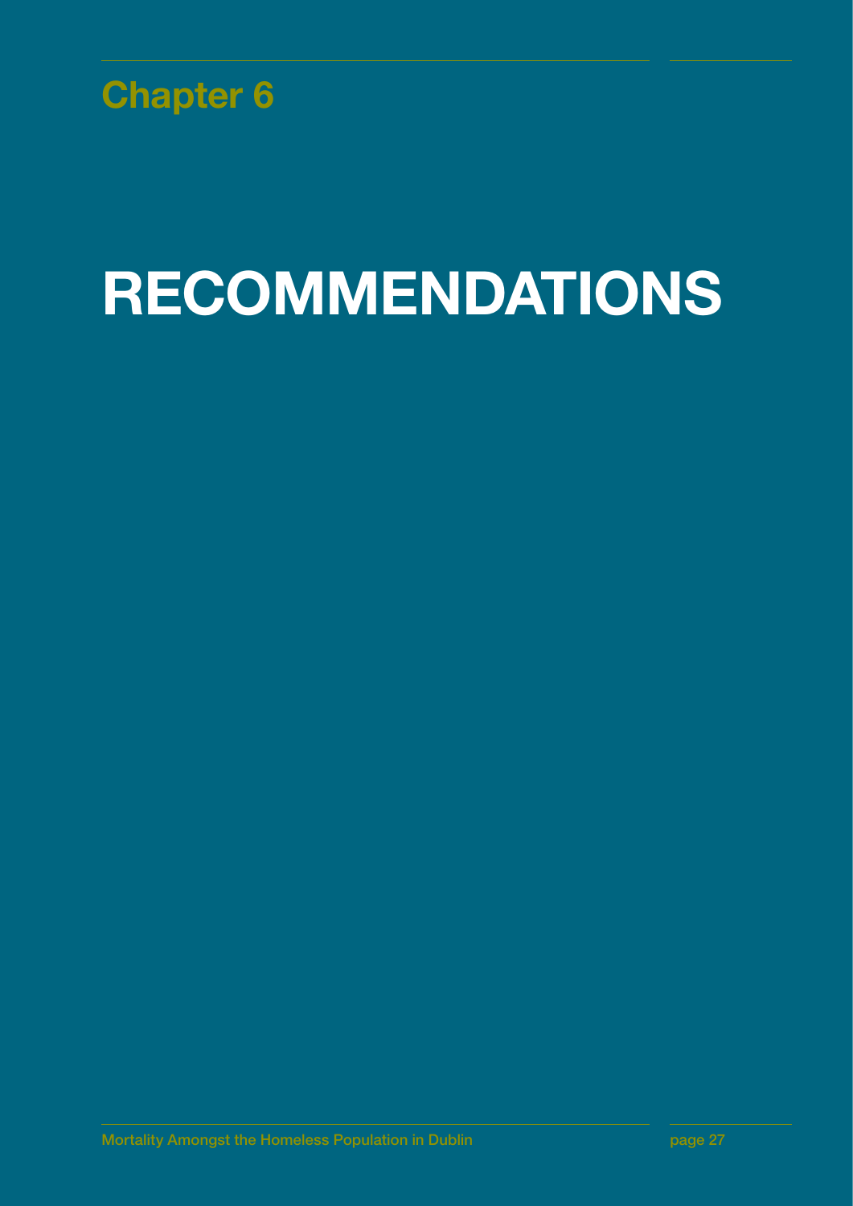## Chapter 6

# RECOMMENDATIONS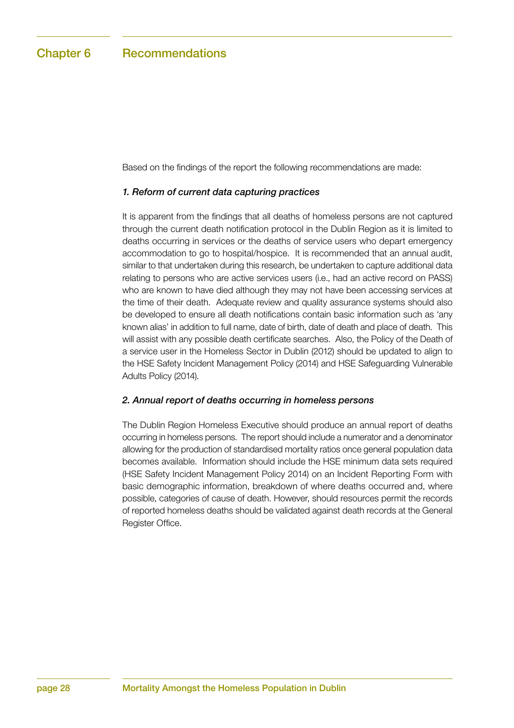# Chapter 6 Recommendations

Based on the findings of the report the following recommendations are made:

### *1. Reform of current data capturing practices*

It is apparent from the findings that all deaths of homeless persons are not captured through the current death notification protocol in the Dublin Region as it is limited to deaths occurring in services or the deaths of service users who depart emergency accommodation to go to hospital/hospice. It is recommended that an annual audit, similar to that undertaken during this research, be undertaken to capture additional data relating to persons who are active services users (i.e., had an active record on PASS) who are known to have died although they may not have been accessing services at the time of their death. Adequate review and quality assurance systems should also be developed to ensure all death notifications contain basic information such as 'any known alias' in addition to full name, date of birth, date of death and place of death. This will assist with any possible death certificate searches. Also, the Policy of the Death of a service user in the Homeless Sector in Dublin (2012) should be updated to align to the HSE Safety Incident Management Policy (2014) and HSE Safeguarding Vulnerable Adults Policy (2014).

### *2. Annual report of deaths occurring in homeless persons*

The Dublin Region Homeless Executive should produce an annual report of deaths occurring in homeless persons. The report should include a numerator and a denominator allowing for the production of standardised mortality ratios once general population data becomes available. Information should include the HSE minimum data sets required (HSE Safety Incident Management Policy 2014) on an Incident Reporting Form with basic demographic information, breakdown of where deaths occurred and, where possible, categories of cause of death. However, should resources permit the records of reported homeless deaths should be validated against death records at the General Register Office.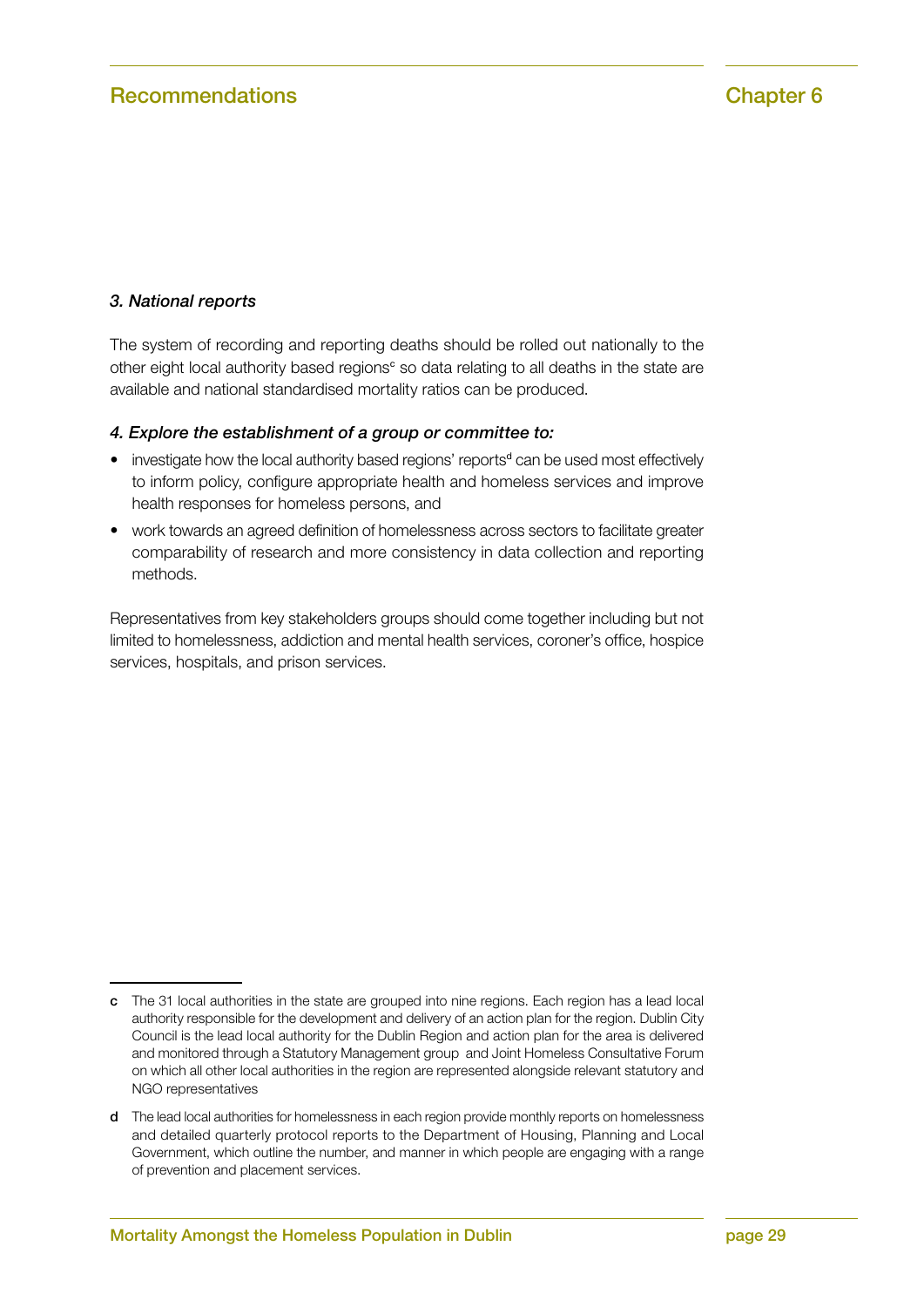### *3. National reports*

The system of recording and reporting deaths should be rolled out nationally to the other eight local authority based regions[c] so data relating to all deaths in the state are available and national standardised mortality ratios can be produced.

### *4. Explore the establishment of a group or committee to:*

- investigate how the local authority based regions' reports[d] can be used most effectively to inform policy, configure appropriate health and homeless services and improve health responses for homeless persons, and
- work towards an agreed definition of homelessness across sectors to facilitate greater comparability of research and more consistency in data collection and reporting methods.

Representatives from key stakeholders groups should come together including but not limited to homelessness, addiction and mental health services, coroner's office, hospice services, hospitals, and prison services.

---

**c** The 31 local authorities in the state are grouped into nine regions. Each region has a lead local authority responsible for the development and delivery of an action plan for the region. Dublin City Council is the lead local authority for the Dublin Region and action plan for the area is delivered and monitored through a Statutory Management group and Joint Homeless Consultative Forum on which all other local authorities in the region are represented alongside relevant statutory and NGO representatives

**d** The lead local authorities for homelessness in each region provide monthly reports on homelessness and detailed quarterly protocol reports to the Department of Housing, Planning and Local Government, which outline the number, and manner in which people are engaging with a range of prevention and placement services.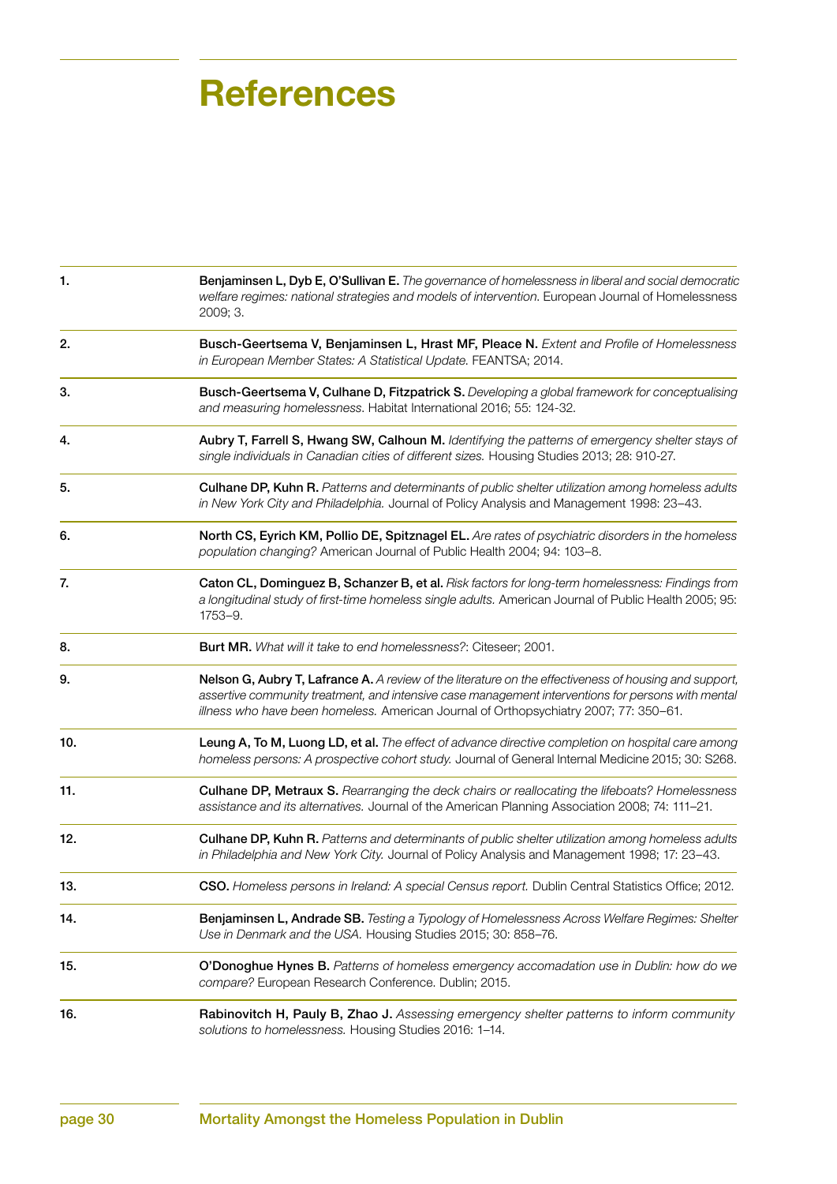# References

1. **Benjaminsen L, Dyb E, O'Sullivan E.** *The governance of homelessness in liberal and social democratic welfare regimes: national strategies and models of intervention.* European Journal of Homelessness 2009; 3.

2. **Busch-Geertsema V, Benjaminsen L, Hrast MF, Pleace N.** *Extent and Profile of Homelessness in European Member States: A Statistical Update.* FEANTSA; 2014.

3. **Busch-Geertsema V, Culhane D, Fitzpatrick S.** *Developing a global framework for conceptualising and measuring homelessness.* Habitat International 2016; 55: 124-32.

4. **Aubry T, Farrell S, Hwang SW, Calhoun M.** *Identifying the patterns of emergency shelter stays of single individuals in Canadian cities of different sizes.* Housing Studies 2013; 28: 910-27.

5. **Culhane DP, Kuhn R.** *Patterns and determinants of public shelter utilization among homeless adults in New York City and Philadelphia.* Journal of Policy Analysis and Management 1998: 23–43.

6. **North CS, Eyrich KM, Pollio DE, Spitznagel EL.** *Are rates of psychiatric disorders in the homeless population changing?* American Journal of Public Health 2004; 94: 103–8.

7. **Caton CL, Dominguez B, Schanzer B, et al.** *Risk factors for long-term homelessness: Findings from a longitudinal study of first-time homeless single adults.* American Journal of Public Health 2005; 95: 1753–9.

8. **Burt MR.** *What will it take to end homelessness?*: Citeseer; 2001.

9. **Nelson G, Aubry T, Lafrance A.** *A review of the literature on the effectiveness of housing and support, assertive community treatment, and intensive case management interventions for persons with mental illness who have been homeless.* American Journal of Orthopsychiatry 2007; 77: 350–61.

10. **Leung A, To M, Luong LD, et al.** *The effect of advance directive completion on hospital care among homeless persons: A prospective cohort study.* Journal of General Internal Medicine 2015; 30: S268.

11. **Culhane DP, Metraux S.** *Rearranging the deck chairs or reallocating the lifeboats? Homelessness assistance and its alternatives.* Journal of the American Planning Association 2008; 74: 111–21.

12. **Culhane DP, Kuhn R.** *Patterns and determinants of public shelter utilization among homeless adults in Philadelphia and New York City.* Journal of Policy Analysis and Management 1998; 17: 23–43.

13. **CSO.** *Homeless persons in Ireland: A special Census report.* Dublin Central Statistics Office; 2012.

14. **Benjaminsen L, Andrade SB.** *Testing a Typology of Homelessness Across Welfare Regimes: Shelter Use in Denmark and the USA.* Housing Studies 2015; 30: 858–76.

15. **O'Donoghue Hynes B.** *Patterns of homeless emergency accomadation use in Dublin: how do we compare?* European Research Conference. Dublin; 2015.

16. **Rabinovitch H, Pauly B, Zhao J.** *Assessing emergency shelter patterns to inform community solutions to homelessness.* Housing Studies 2016: 1–14.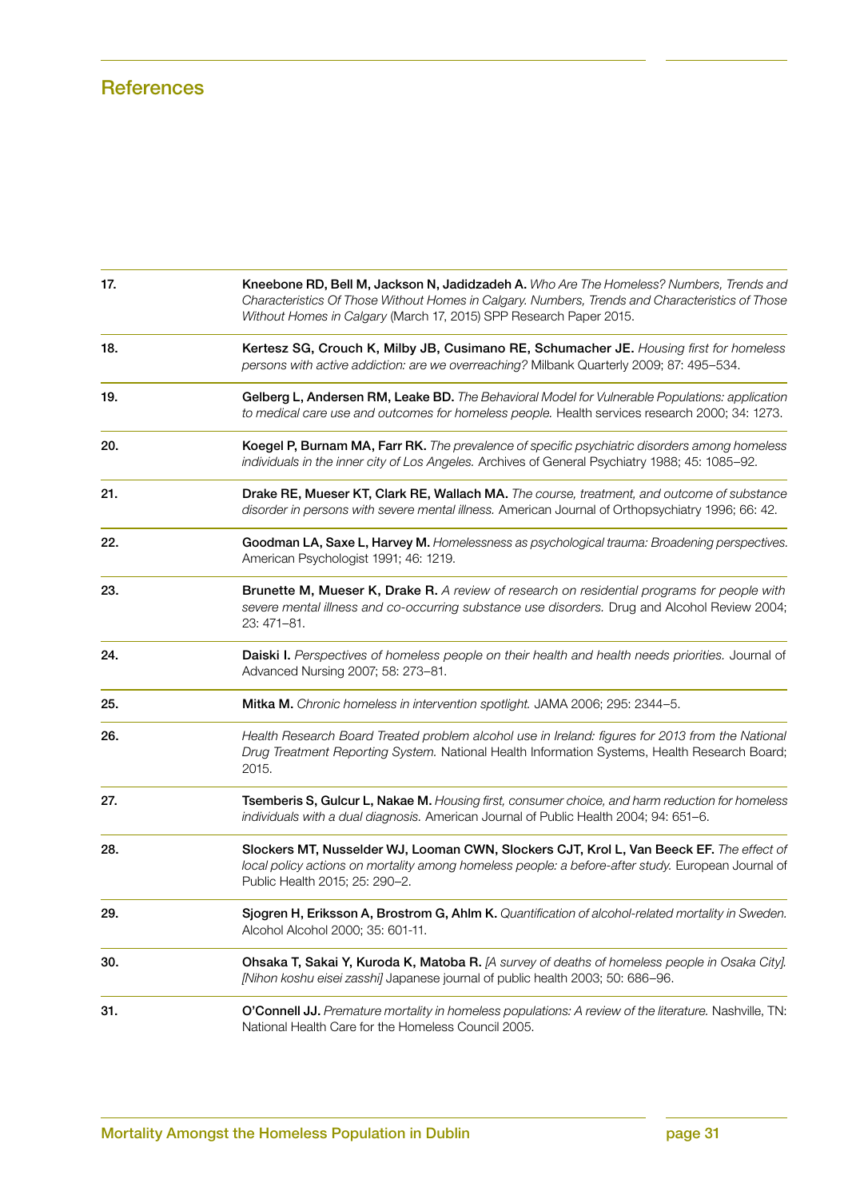## References

17. **Kneebone RD, Bell M, Jackson N, Jadidzadeh A.** *Who Are The Homeless? Numbers, Trends and Characteristics Of Those Without Homes in Calgary. Numbers, Trends and Characteristics of Those Without Homes in Calgary* (March 17, 2015) SPP Research Paper 2015.

18. **Kertesz SG, Crouch K, Milby JB, Cusimano RE, Schumacher JE.** *Housing first for homeless persons with active addiction: are we overreaching?* Milbank Quarterly 2009; 87: 495–534.

19. **Gelberg L, Andersen RM, Leake BD.** *The Behavioral Model for Vulnerable Populations: application to medical care use and outcomes for homeless people.* Health services research 2000; 34: 1273.

20. **Koegel P, Burnam MA, Farr RK.** *The prevalence of specific psychiatric disorders among homeless individuals in the inner city of Los Angeles.* Archives of General Psychiatry 1988; 45: 1085–92.

21. **Drake RE, Mueser KT, Clark RE, Wallach MA.** *The course, treatment, and outcome of substance disorder in persons with severe mental illness.* American Journal of Orthopsychiatry 1996; 66: 42.

22. **Goodman LA, Saxe L, Harvey M.** *Homelessness as psychological trauma: Broadening perspectives.* American Psychologist 1991; 46: 1219.

23. **Brunette M, Mueser K, Drake R.** *A review of research on residential programs for people with severe mental illness and co-occurring substance use disorders.* Drug and Alcohol Review 2004; 23: 471–81.

24. **Daiski I.** *Perspectives of homeless people on their health and health needs priorities.* Journal of Advanced Nursing 2007; 58: 273–81.

25. **Mitka M.** *Chronic homeless in intervention spotlight.* JAMA 2006; 295: 2344–5.

26. *Health Research Board Treated problem alcohol use in Ireland: figures for 2013 from the National Drug Treatment Reporting System.* National Health Information Systems, Health Research Board; 2015.

27. **Tsemberis S, Gulcur L, Nakae M.** *Housing first, consumer choice, and harm reduction for homeless individuals with a dual diagnosis.* American Journal of Public Health 2004; 94: 651–6.

28. **Slockers MT, Nusselder WJ, Looman CWN, Slockers CJT, Krol L, Van Beeck EF.** *The effect of local policy actions on mortality among homeless people: a before-after study.* European Journal of Public Health 2015; 25: 290–2.

29. **Sjogren H, Eriksson A, Brostrom G, Ahlm K.** *Quantification of alcohol-related mortality in Sweden.* Alcohol Alcohol 2000; 35: 601-11.

30. **Ohsaka T, Sakai Y, Kuroda K, Matoba R.** *[A survey of deaths of homeless people in Osaka City]. [Nihon koshu eisei zasshi]* Japanese journal of public health 2003; 50: 686–96.

31. **O'Connell JJ.** *Premature mortality in homeless populations: A review of the literature.* Nashville, TN: National Health Care for the Homeless Council 2005.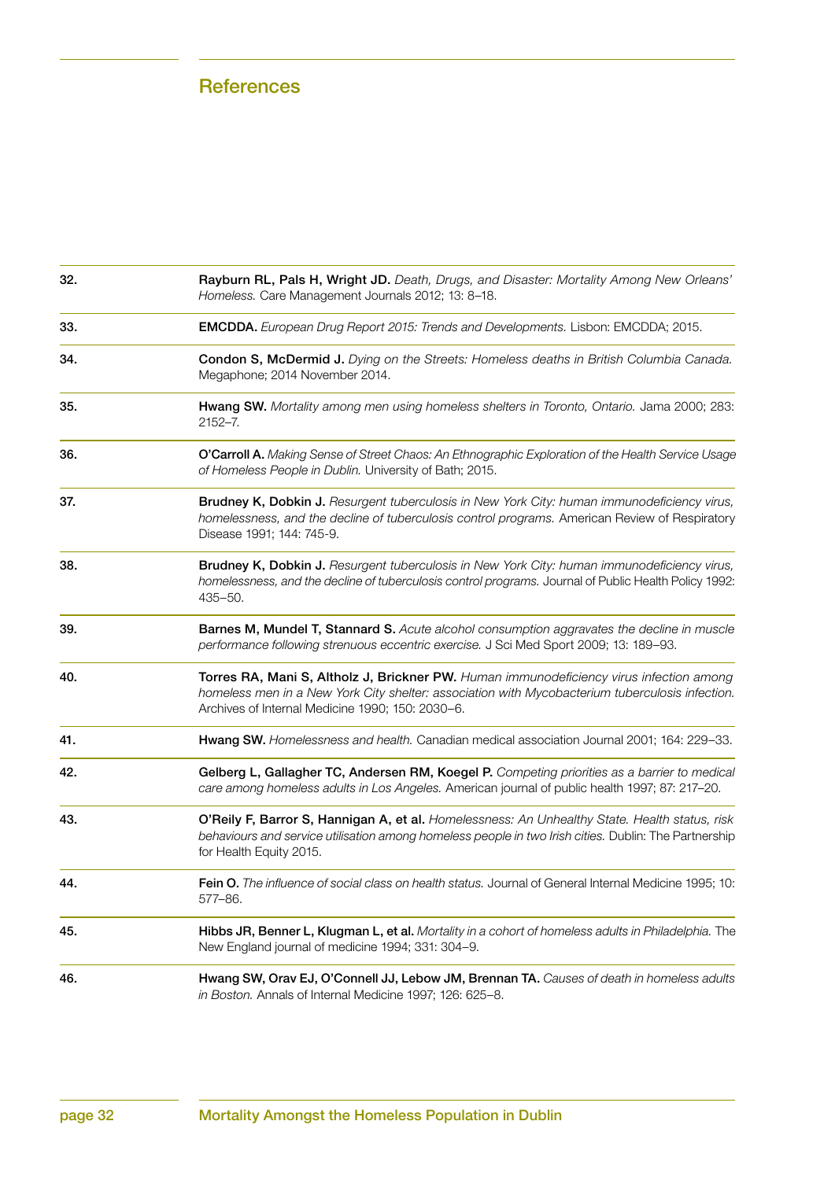## References

32. **Rayburn RL, Pals H, Wright JD.** *Death, Drugs, and Disaster: Mortality Among New Orleans' Homeless.* Care Management Journals 2012; 13: 8–18.

33. **EMCDDA.** *European Drug Report 2015: Trends and Developments.* Lisbon: EMCDDA; 2015.

34. **Condon S, McDermid J.** *Dying on the Streets: Homeless deaths in British Columbia Canada.* Megaphone; 2014 November 2014.

35. **Hwang SW.** *Mortality among men using homeless shelters in Toronto, Ontario.* Jama 2000; 283: 2152–7.

36. **O'Carroll A.** *Making Sense of Street Chaos: An Ethnographic Exploration of the Health Service Usage of Homeless People in Dublin.* University of Bath; 2015.

37. **Brudney K, Dobkin J.** *Resurgent tuberculosis in New York City: human immunodeficiency virus, homelessness, and the decline of tuberculosis control programs.* American Review of Respiratory Disease 1991; 144: 745-9.

38. **Brudney K, Dobkin J.** *Resurgent tuberculosis in New York City: human immunodeficiency virus, homelessness, and the decline of tuberculosis control programs.* Journal of Public Health Policy 1992: 435–50.

39. **Barnes M, Mundel T, Stannard S.** *Acute alcohol consumption aggravates the decline in muscle performance following strenuous eccentric exercise.* J Sci Med Sport 2009; 13: 189–93.

40. **Torres RA, Mani S, Altholz J, Brickner PW.** *Human immunodeficiency virus infection among homeless men in a New York City shelter: association with Mycobacterium tuberculosis infection.* Archives of Internal Medicine 1990; 150: 2030–6.

41. **Hwang SW.** *Homelessness and health.* Canadian medical association Journal 2001; 164: 229–33.

42. **Gelberg L, Gallagher TC, Andersen RM, Koegel P.** *Competing priorities as a barrier to medical care among homeless adults in Los Angeles.* American journal of public health 1997; 87: 217–20.

43. **O'Reily F, Barror S, Hannigan A, et al.** *Homelessness: An Unhealthy State. Health status, risk behaviours and service utilisation among homeless people in two Irish cities.* Dublin: The Partnership for Health Equity 2015.

44. **Fein O.** *The influence of social class on health status.* Journal of General Internal Medicine 1995; 10: 577–86.

45. **Hibbs JR, Benner L, Klugman L, et al.** *Mortality in a cohort of homeless adults in Philadelphia.* The New England journal of medicine 1994; 331: 304–9.

46. **Hwang SW, Orav EJ, O'Connell JJ, Lebow JM, Brennan TA.** *Causes of death in homeless adults in Boston.* Annals of Internal Medicine 1997; 126: 625–8.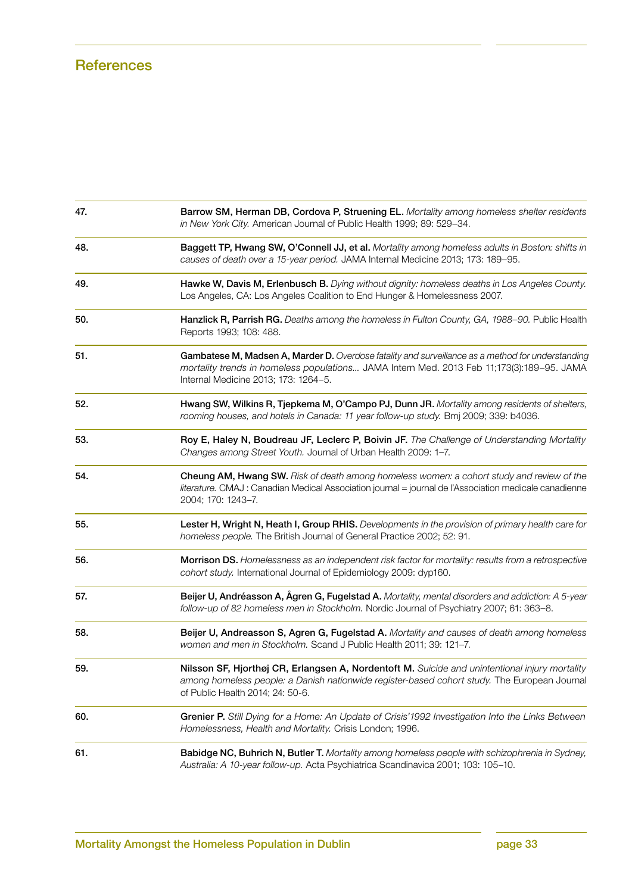## References

47. **Barrow SM, Herman DB, Cordova P, Struening EL.** *Mortality among homeless shelter residents in New York City.* American Journal of Public Health 1999; 89: 529–34.

48. **Baggett TP, Hwang SW, O'Connell JJ, et al.** *Mortality among homeless adults in Boston: shifts in causes of death over a 15-year period.* JAMA Internal Medicine 2013; 173: 189–95.

49. **Hawke W, Davis M, Erlenbusch B.** *Dying without dignity: homeless deaths in Los Angeles County.* Los Angeles, CA: Los Angeles Coalition to End Hunger & Homelessness 2007.

50. **Hanzlick R, Parrish RG.** *Deaths among the homeless in Fulton County, GA, 1988–90.* Public Health Reports 1993; 108: 488.

51. **Gambatese M, Madsen A, Marder D.** *Overdose fatality and surveillance as a method for understanding mortality trends in homeless populations...* JAMA Intern Med. 2013 Feb 11;173(3):189–95. JAMA Internal Medicine 2013; 173: 1264–5.

52. **Hwang SW, Wilkins R, Tjepkema M, O'Campo PJ, Dunn JR.** *Mortality among residents of shelters, rooming houses, and hotels in Canada: 11 year follow-up study.* Bmj 2009; 339: b4036.

53. **Roy E, Haley N, Boudreau JF, Leclerc P, Boivin JF.** *The Challenge of Understanding Mortality Changes among Street Youth.* Journal of Urban Health 2009: 1–7.

54. **Cheung AM, Hwang SW.** *Risk of death among homeless women: a cohort study and review of the literature.* CMAJ : Canadian Medical Association journal = journal de l'Association medicale canadienne 2004; 170: 1243–7.

55. **Lester H, Wright N, Heath I, Group RHIS.** *Developments in the provision of primary health care for homeless people.* The British Journal of General Practice 2002; 52: 91.

56. **Morrison DS.** *Homelessness as an independent risk factor for mortality: results from a retrospective cohort study.* International Journal of Epidemiology 2009: dyp160.

57. **Beijer U, Andréasson A, Ågren G, Fugelstad A.** *Mortality, mental disorders and addiction: A 5-year follow-up of 82 homeless men in Stockholm.* Nordic Journal of Psychiatry 2007; 61: 363–8.

58. **Beijer U, Andreasson S, Agren G, Fugelstad A.** *Mortality and causes of death among homeless women and men in Stockholm.* Scand J Public Health 2011; 39: 121–7.

59. **Nilsson SF, Hjorthøj CR, Erlangsen A, Nordentoft M.** *Suicide and unintentional injury mortality among homeless people: a Danish nationwide register-based cohort study.* The European Journal of Public Health 2014; 24: 50-6.

60. **Grenier P.** *Still Dying for a Home: An Update of Crisis'1992 Investigation Into the Links Between Homelessness, Health and Mortality.* Crisis London; 1996.

61. **Babidge NC, Buhrich N, Butler T.** *Mortality among homeless people with schizophrenia in Sydney, Australia: A 10-year follow-up.* Acta Psychiatrica Scandinavica 2001; 103: 105–10.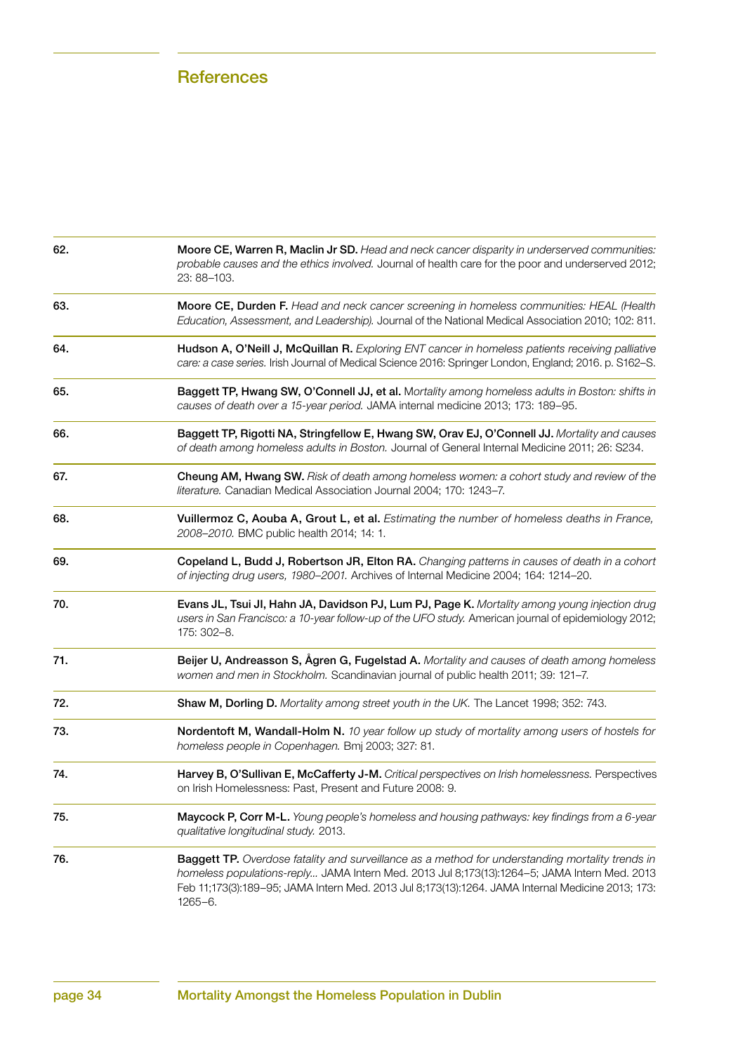## References

62. **Moore CE, Warren R, Maclin Jr SD.** *Head and neck cancer disparity in underserved communities: probable causes and the ethics involved.* Journal of health care for the poor and underserved 2012; 23: 88–103.

63. **Moore CE, Durden F.** *Head and neck cancer screening in homeless communities: HEAL (Health Education, Assessment, and Leadership).* Journal of the National Medical Association 2010; 102: 811.

64. **Hudson A, O'Neill J, McQuillan R.** *Exploring ENT cancer in homeless patients receiving palliative care: a case series.* Irish Journal of Medical Science 2016: Springer London, England; 2016. p. S162–S.

65. **Baggett TP, Hwang SW, O'Connell JJ, et al.** *Mortality among homeless adults in Boston: shifts in causes of death over a 15-year period.* JAMA internal medicine 2013; 173: 189–95.

66. **Baggett TP, Rigotti NA, Stringfellow E, Hwang SW, Orav EJ, O'Connell JJ.** *Mortality and causes of death among homeless adults in Boston.* Journal of General Internal Medicine 2011; 26: S234.

67. **Cheung AM, Hwang SW.** *Risk of death among homeless women: a cohort study and review of the literature.* Canadian Medical Association Journal 2004; 170: 1243–7.

68. **Vuillermoz C, Aouba A, Grout L, et al.** *Estimating the number of homeless deaths in France, 2008–2010.* BMC public health 2014; 14: 1.

69. **Copeland L, Budd J, Robertson JR, Elton RA.** *Changing patterns in causes of death in a cohort of injecting drug users, 1980–2001.* Archives of Internal Medicine 2004; 164: 1214–20.

70. **Evans JL, Tsui JI, Hahn JA, Davidson PJ, Lum PJ, Page K.** *Mortality among young injection drug users in San Francisco: a 10-year follow-up of the UFO study.* American journal of epidemiology 2012; 175: 302–8.

71. **Beijer U, Andreasson S, Ågren G, Fugelstad A.** *Mortality and causes of death among homeless women and men in Stockholm.* Scandinavian journal of public health 2011; 39: 121–7.

72. **Shaw M, Dorling D.** *Mortality among street youth in the UK.* The Lancet 1998; 352: 743.

73. **Nordentoft M, Wandall-Holm N.** *10 year follow up study of mortality among users of hostels for homeless people in Copenhagen.* Bmj 2003; 327: 81.

74. **Harvey B, O'Sullivan E, McCafferty J-M.** *Critical perspectives on Irish homelessness.* Perspectives on Irish Homelessness: Past, Present and Future 2008: 9.

75. **Maycock P, Corr M-L.** *Young people's homeless and housing pathways: key findings from a 6-year qualitative longitudinal study.* 2013.

76. **Baggett TP.** *Overdose fatality and surveillance as a method for understanding mortality trends in homeless populations-reply...* JAMA Intern Med. 2013 Jul 8;173(13):1264–5; JAMA Intern Med. 2013 Feb 11;173(3):189–95; JAMA Intern Med. 2013 Jul 8;173(13):1264. JAMA Internal Medicine 2013; 173: 1265–6.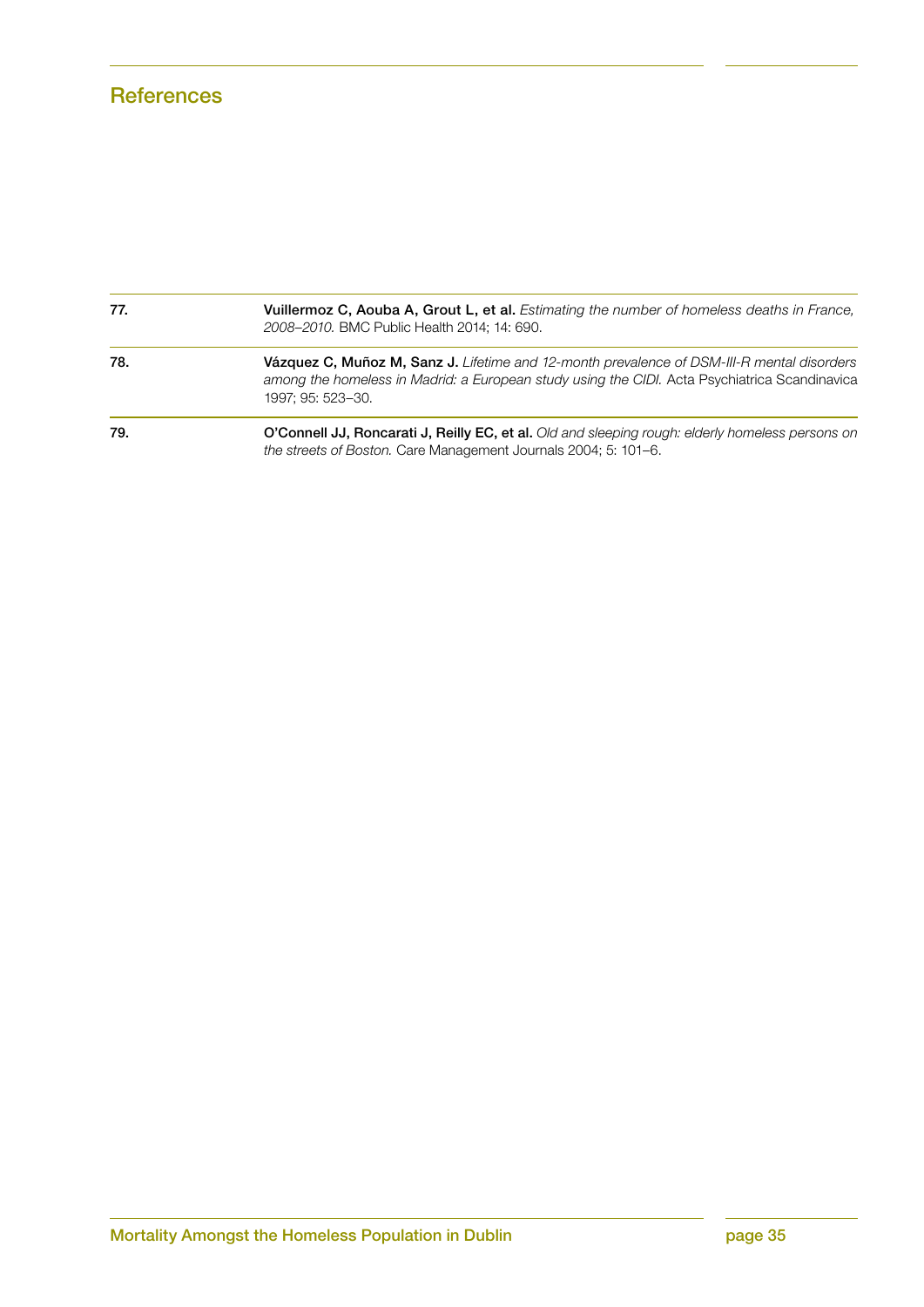## References

77. **Vuillermoz C, Aouba A, Grout L, et al.** *Estimating the number of homeless deaths in France, 2008–2010.* BMC Public Health 2014; 14: 690.

78. **Vázquez C, Muñoz M, Sanz J.** *Lifetime and 12-month prevalence of DSM-III-R mental disorders among the homeless in Madrid: a European study using the CIDI.* Acta Psychiatrica Scandinavica 1997; 95: 523–30.

79. **O'Connell JJ, Roncarati J, Reilly EC, et al.** *Old and sleeping rough: elderly homeless persons on the streets of Boston.* Care Management Journals 2004; 5: 101–6.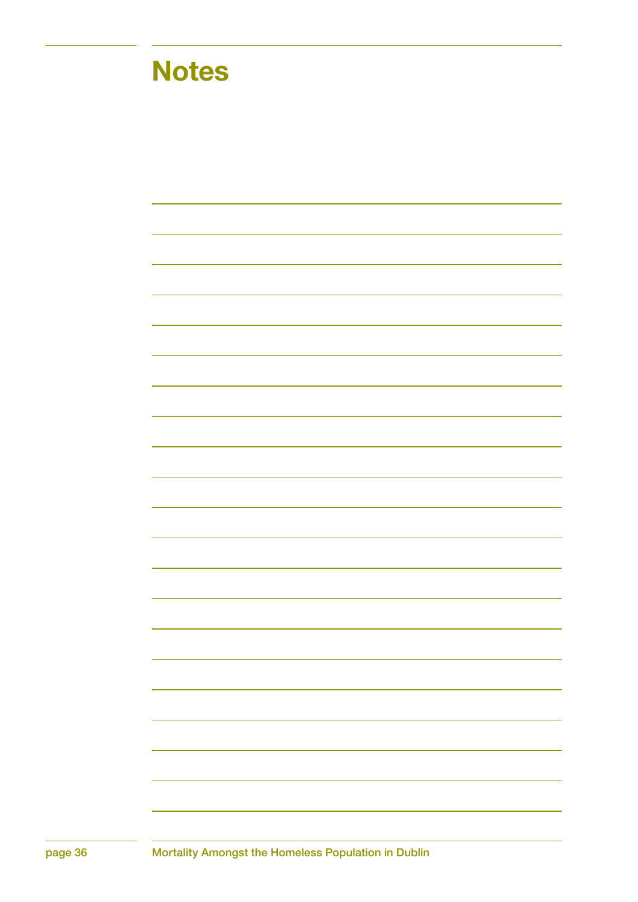# Notes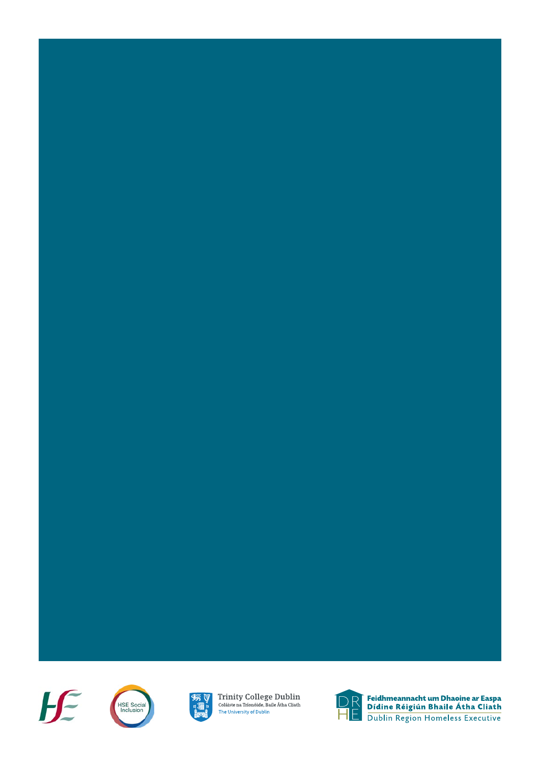HSE Social Inclusion

Trinity College Dublin
Coláiste na Tríonóide, Baile Átha Cliath
The University of Dublin

Feidhmeannacht um Dhaoine ar Easpa Dídine Réigiún Bhaile Átha Cliath
Dublin Region Homeless Executive